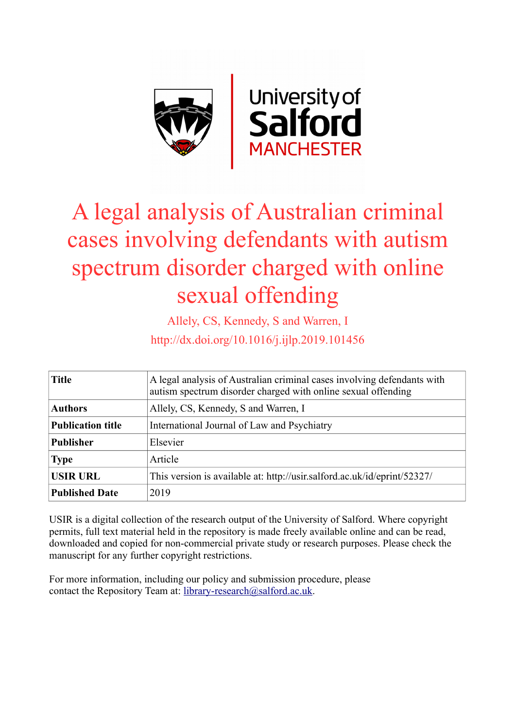# A legal analysis of Australian criminal cases involving defendants with autism spectrum disorder charged with online sexual offending

Allely, CS, Kennedy, S and Warren, I

http://dx.doi.org/10.1016/j.ijlp.2019.101456

| **Title** | A legal analysis of Australian criminal cases involving defendants with autism spectrum disorder charged with online sexual offending |
|---|---|
| **Authors** | Allely, CS, Kennedy, S and Warren, I |
| **Publication title** | International Journal of Law and Psychiatry |
| **Publisher** | Elsevier |
| **Type** | Article |
| **USIR URL** | This version is available at: http://usir.salford.ac.uk/id/eprint/52327/ |
| **Published Date** | 2019 |

USIR is a digital collection of the research output of the University of Salford. Where copyright permits, full text material held in the repository is made freely available online and can be read, downloaded and copied for non-commercial private study or research purposes. Please check the manuscript for any further copyright restrictions.

For more information, including our policy and submission procedure, please contact the Repository Team at: library-research@salford.ac.uk.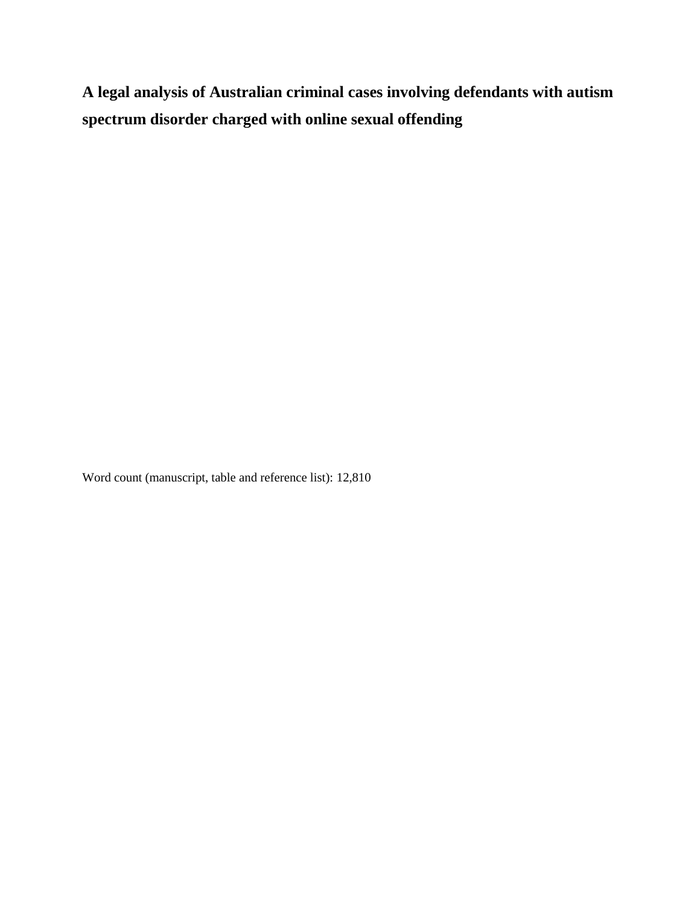# A legal analysis of Australian criminal cases involving defendants with autism spectrum disorder charged with online sexual offending

Word count (manuscript, table and reference list): 12,810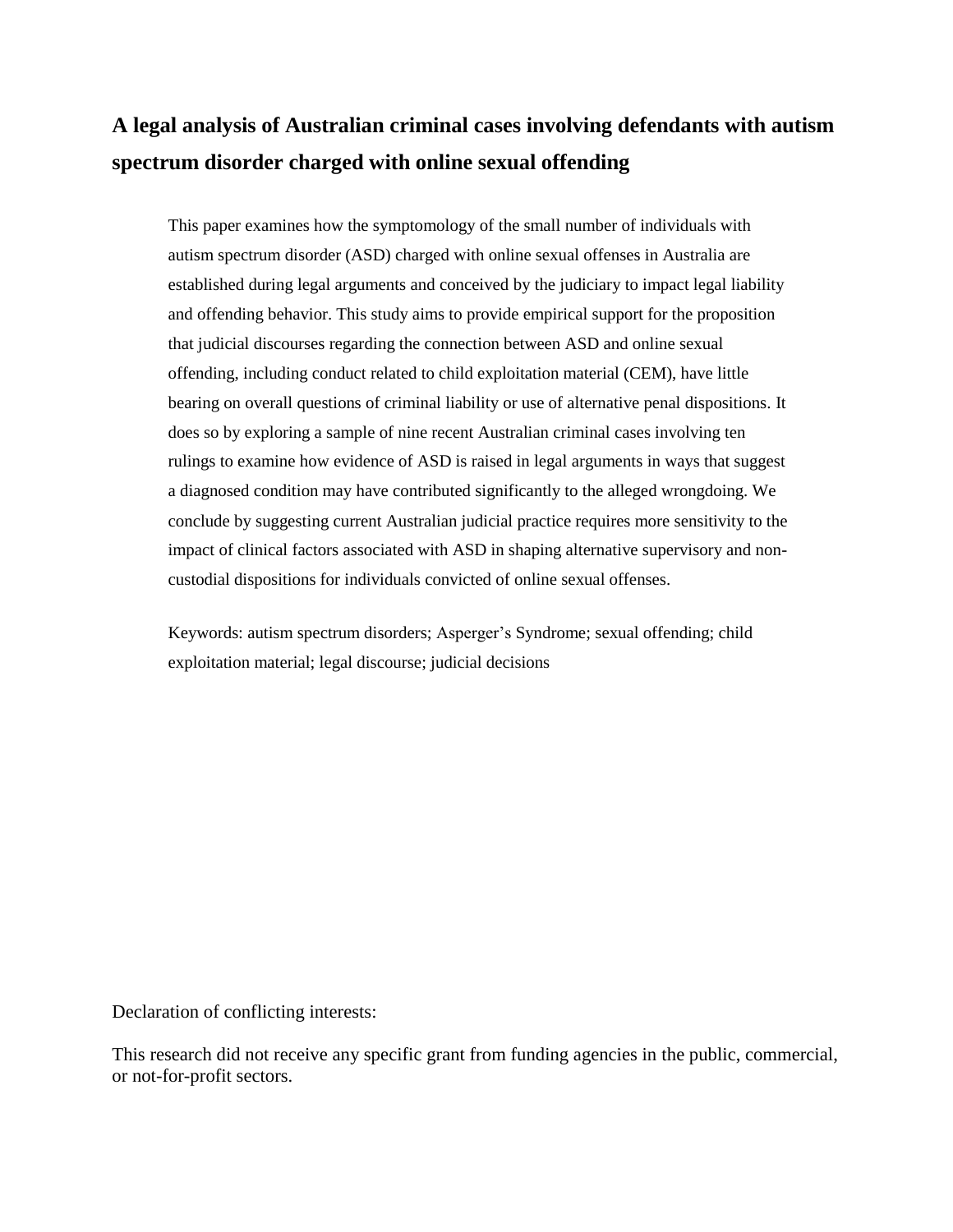## A legal analysis of Australian criminal cases involving defendants with autism spectrum disorder charged with online sexual offending

This paper examines how the symptomology of the small number of individuals with autism spectrum disorder (ASD) charged with online sexual offenses in Australia are established during legal arguments and conceived by the judiciary to impact legal liability and offending behavior. This study aims to provide empirical support for the proposition that judicial discourses regarding the connection between ASD and online sexual offending, including conduct related to child exploitation material (CEM), have little bearing on overall questions of criminal liability or use of alternative penal dispositions. It does so by exploring a sample of nine recent Australian criminal cases involving ten rulings to examine how evidence of ASD is raised in legal arguments in ways that suggest a diagnosed condition may have contributed significantly to the alleged wrongdoing. We conclude by suggesting current Australian judicial practice requires more sensitivity to the impact of clinical factors associated with ASD in shaping alternative supervisory and non-custodial dispositions for individuals convicted of online sexual offenses.

Keywords: autism spectrum disorders; Asperger's Syndrome; sexual offending; child exploitation material; legal discourse; judicial decisions

Declaration of conflicting interests:

This research did not receive any specific grant from funding agencies in the public, commercial, or not-for-profit sectors.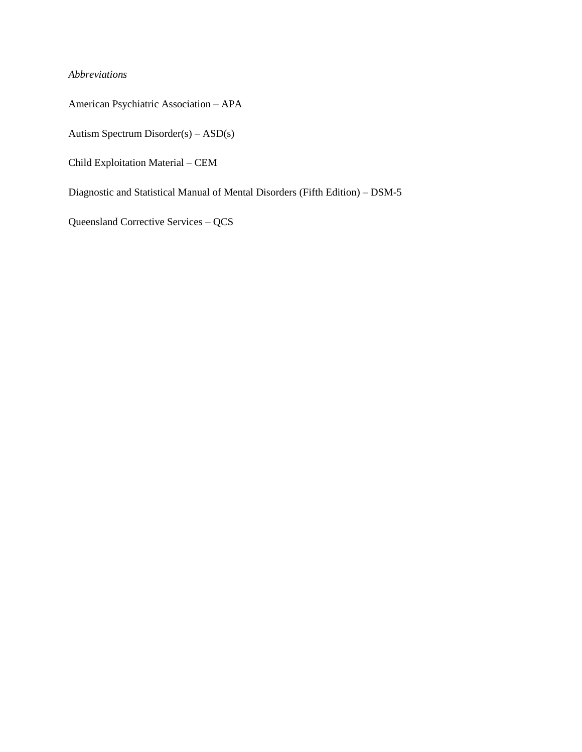*Abbreviations*

American Psychiatric Association – APA

Autism Spectrum Disorder(s) – ASD(s)

Child Exploitation Material – CEM

Diagnostic and Statistical Manual of Mental Disorders (Fifth Edition) – DSM-5

Queensland Corrective Services – QCS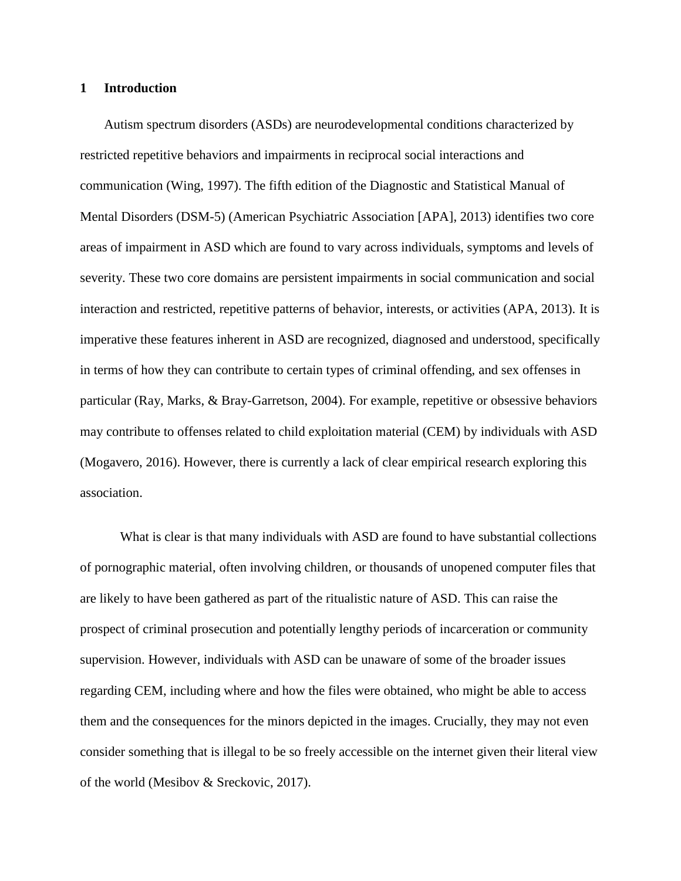## 1 Introduction

Autism spectrum disorders (ASDs) are neurodevelopmental conditions characterized by restricted repetitive behaviors and impairments in reciprocal social interactions and communication (Wing, 1997). The fifth edition of the Diagnostic and Statistical Manual of Mental Disorders (DSM-5) (American Psychiatric Association [APA], 2013) identifies two core areas of impairment in ASD which are found to vary across individuals, symptoms and levels of severity. These two core domains are persistent impairments in social communication and social interaction and restricted, repetitive patterns of behavior, interests, or activities (APA, 2013). It is imperative these features inherent in ASD are recognized, diagnosed and understood, specifically in terms of how they can contribute to certain types of criminal offending, and sex offenses in particular (Ray, Marks, & Bray-Garretson, 2004). For example, repetitive or obsessive behaviors may contribute to offenses related to child exploitation material (CEM) by individuals with ASD (Mogavero, 2016). However, there is currently a lack of clear empirical research exploring this association.

What is clear is that many individuals with ASD are found to have substantial collections of pornographic material, often involving children, or thousands of unopened computer files that are likely to have been gathered as part of the ritualistic nature of ASD. This can raise the prospect of criminal prosecution and potentially lengthy periods of incarceration or community supervision. However, individuals with ASD can be unaware of some of the broader issues regarding CEM, including where and how the files were obtained, who might be able to access them and the consequences for the minors depicted in the images. Crucially, they may not even consider something that is illegal to be so freely accessible on the internet given their literal view of the world (Mesibov & Sreckovic, 2017).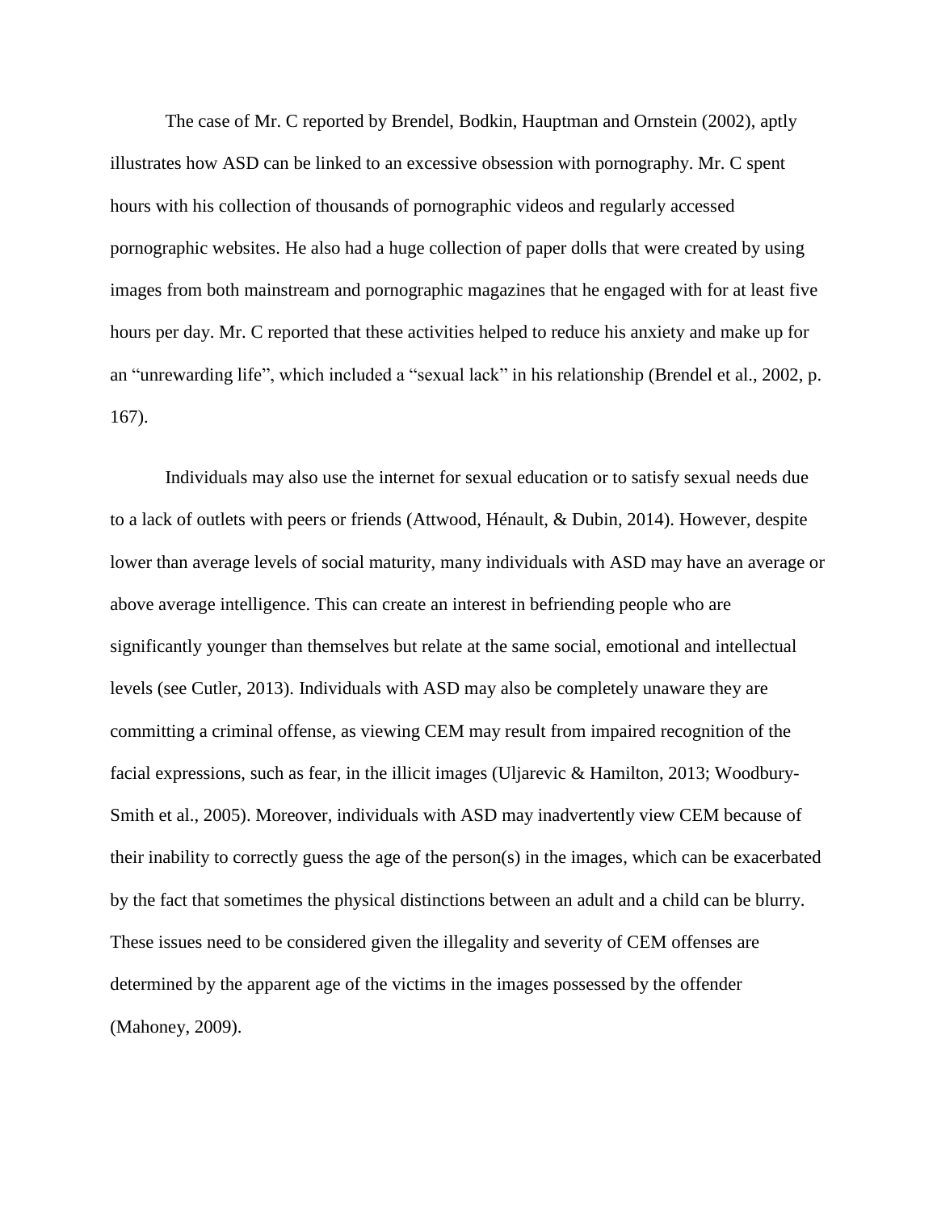The case of Mr. C reported by Brendel, Bodkin, Hauptman and Ornstein (2002), aptly illustrates how ASD can be linked to an excessive obsession with pornography. Mr. C spent hours with his collection of thousands of pornographic videos and regularly accessed pornographic websites. He also had a huge collection of paper dolls that were created by using images from both mainstream and pornographic magazines that he engaged with for at least five hours per day. Mr. C reported that these activities helped to reduce his anxiety and make up for an "unrewarding life", which included a "sexual lack" in his relationship (Brendel et al., 2002, p. 167).

Individuals may also use the internet for sexual education or to satisfy sexual needs due to a lack of outlets with peers or friends (Attwood, Hénault, & Dubin, 2014). However, despite lower than average levels of social maturity, many individuals with ASD may have an average or above average intelligence. This can create an interest in befriending people who are significantly younger than themselves but relate at the same social, emotional and intellectual levels (see Cutler, 2013). Individuals with ASD may also be completely unaware they are committing a criminal offense, as viewing CEM may result from impaired recognition of the facial expressions, such as fear, in the illicit images (Uljarevic & Hamilton, 2013; Woodbury-Smith et al., 2005). Moreover, individuals with ASD may inadvertently view CEM because of their inability to correctly guess the age of the person(s) in the images, which can be exacerbated by the fact that sometimes the physical distinctions between an adult and a child can be blurry. These issues need to be considered given the illegality and severity of CEM offenses are determined by the apparent age of the victims in the images possessed by the offender (Mahoney, 2009).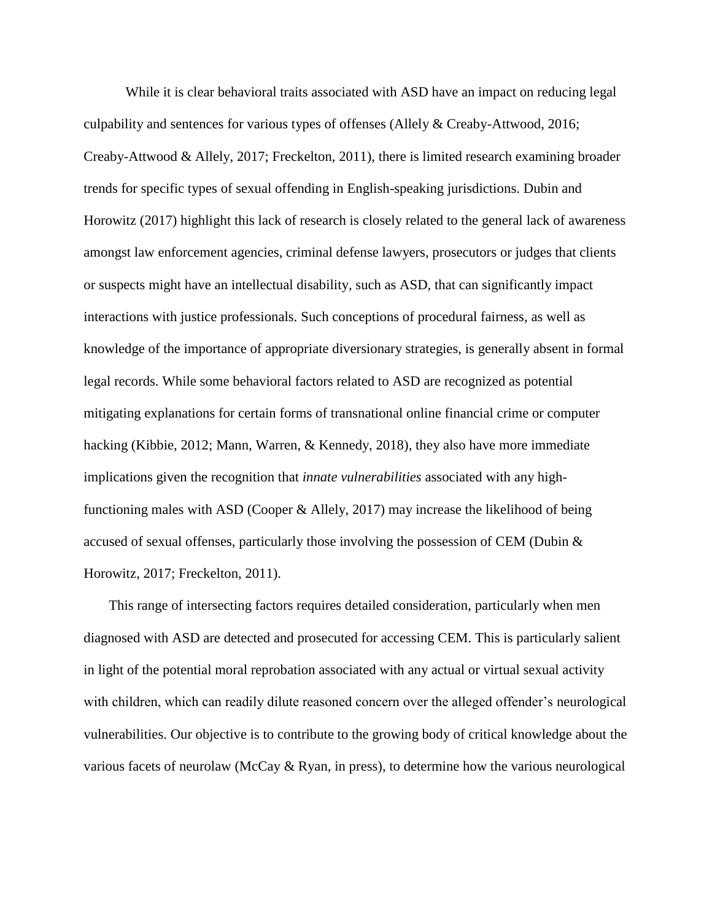While it is clear behavioral traits associated with ASD have an impact on reducing legal culpability and sentences for various types of offenses (Allely & Creaby-Attwood, 2016; Creaby-Attwood & Allely, 2017; Freckelton, 2011), there is limited research examining broader trends for specific types of sexual offending in English-speaking jurisdictions. Dubin and Horowitz (2017) highlight this lack of research is closely related to the general lack of awareness amongst law enforcement agencies, criminal defense lawyers, prosecutors or judges that clients or suspects might have an intellectual disability, such as ASD, that can significantly impact interactions with justice professionals. Such conceptions of procedural fairness, as well as knowledge of the importance of appropriate diversionary strategies, is generally absent in formal legal records. While some behavioral factors related to ASD are recognized as potential mitigating explanations for certain forms of transnational online financial crime or computer hacking (Kibbie, 2012; Mann, Warren, & Kennedy, 2018), they also have more immediate implications given the recognition that *innate vulnerabilities* associated with any high-functioning males with ASD (Cooper & Allely, 2017) may increase the likelihood of being accused of sexual offenses, particularly those involving the possession of CEM (Dubin & Horowitz, 2017; Freckelton, 2011).

This range of intersecting factors requires detailed consideration, particularly when men diagnosed with ASD are detected and prosecuted for accessing CEM. This is particularly salient in light of the potential moral reprobation associated with any actual or virtual sexual activity with children, which can readily dilute reasoned concern over the alleged offender's neurological vulnerabilities. Our objective is to contribute to the growing body of critical knowledge about the various facets of neurolaw (McCay & Ryan, in press), to determine how the various neurological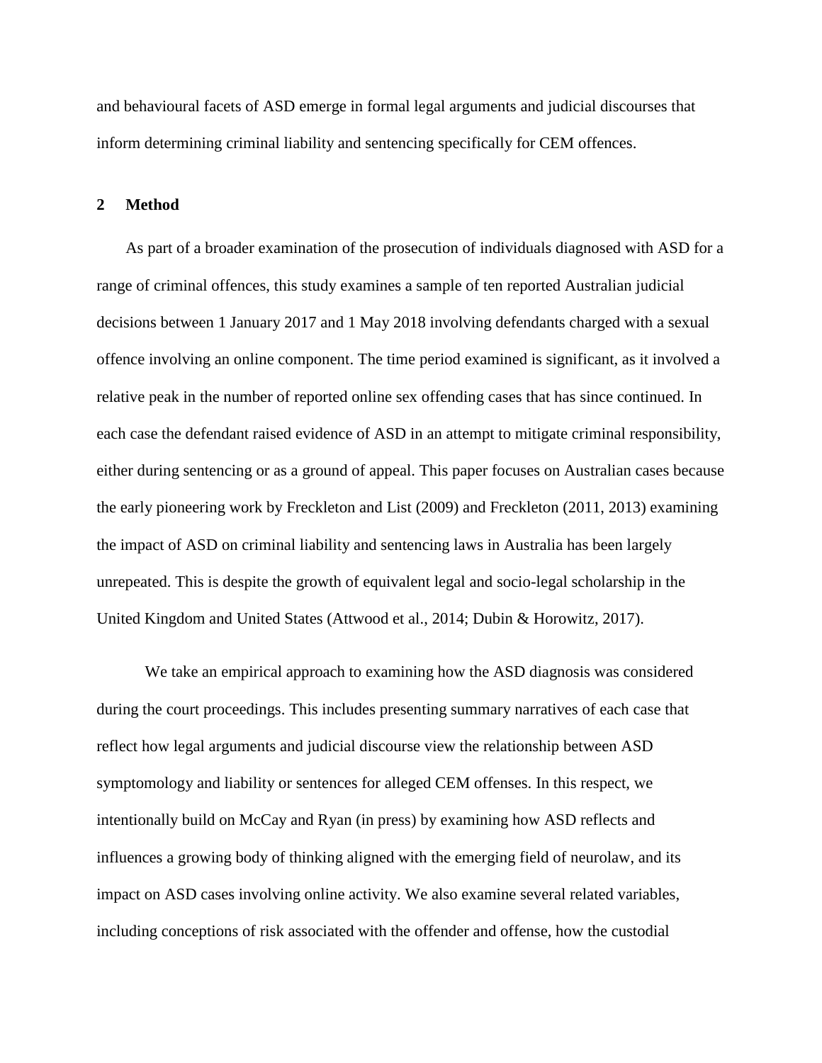and behavioural facets of ASD emerge in formal legal arguments and judicial discourses that inform determining criminal liability and sentencing specifically for CEM offences.

## 2 Method

As part of a broader examination of the prosecution of individuals diagnosed with ASD for a range of criminal offences, this study examines a sample of ten reported Australian judicial decisions between 1 January 2017 and 1 May 2018 involving defendants charged with a sexual offence involving an online component. The time period examined is significant, as it involved a relative peak in the number of reported online sex offending cases that has since continued. In each case the defendant raised evidence of ASD in an attempt to mitigate criminal responsibility, either during sentencing or as a ground of appeal. This paper focuses on Australian cases because the early pioneering work by Freckleton and List (2009) and Freckleton (2011, 2013) examining the impact of ASD on criminal liability and sentencing laws in Australia has been largely unrepeated. This is despite the growth of equivalent legal and socio-legal scholarship in the United Kingdom and United States (Attwood et al., 2014; Dubin & Horowitz, 2017).

We take an empirical approach to examining how the ASD diagnosis was considered during the court proceedings. This includes presenting summary narratives of each case that reflect how legal arguments and judicial discourse view the relationship between ASD symptomology and liability or sentences for alleged CEM offenses. In this respect, we intentionally build on McCay and Ryan (in press) by examining how ASD reflects and influences a growing body of thinking aligned with the emerging field of neurolaw, and its impact on ASD cases involving online activity. We also examine several related variables, including conceptions of risk associated with the offender and offense, how the custodial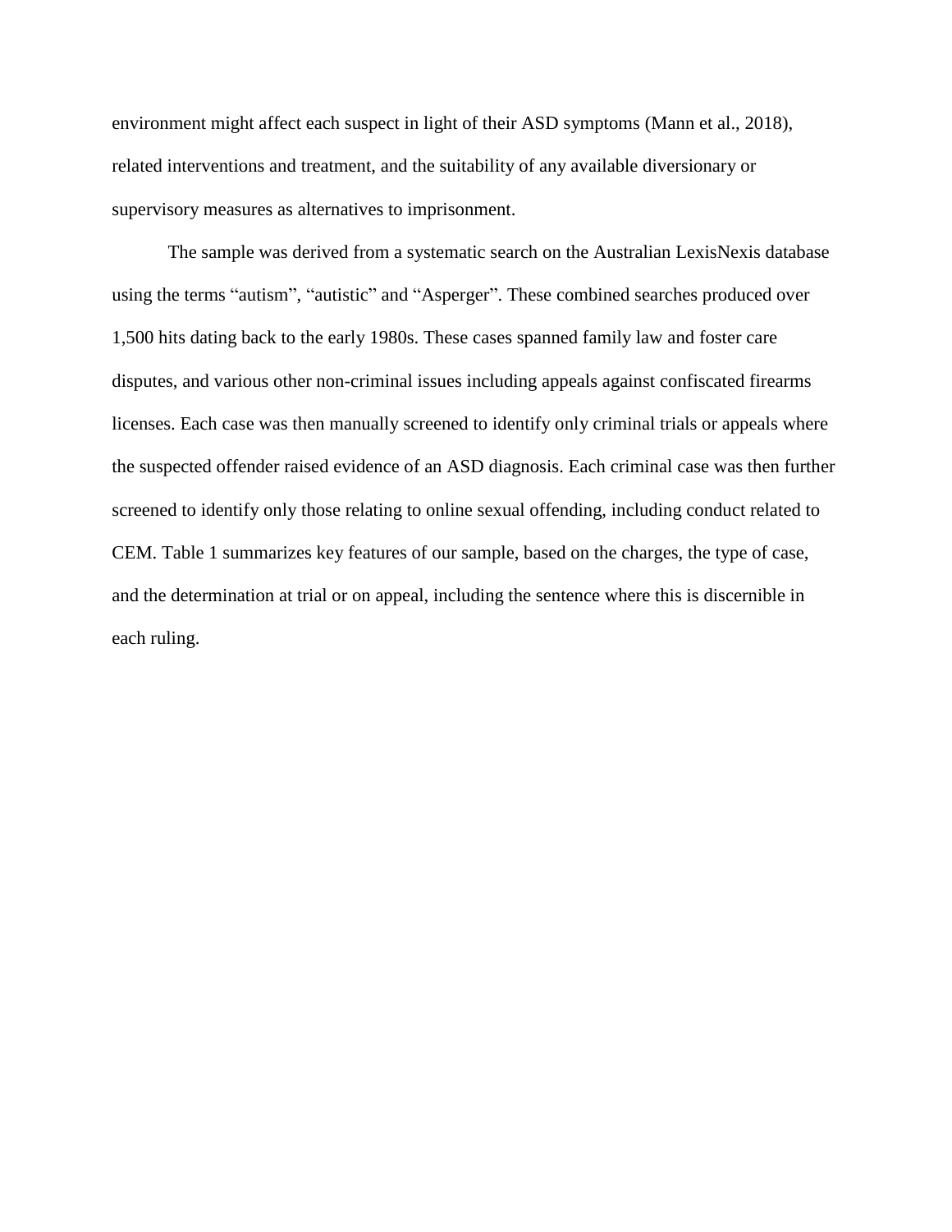environment might affect each suspect in light of their ASD symptoms (Mann et al., 2018), related interventions and treatment, and the suitability of any available diversionary or supervisory measures as alternatives to imprisonment.

The sample was derived from a systematic search on the Australian LexisNexis database using the terms "autism", "autistic" and "Asperger". These combined searches produced over 1,500 hits dating back to the early 1980s. These cases spanned family law and foster care disputes, and various other non-criminal issues including appeals against confiscated firearms licenses. Each case was then manually screened to identify only criminal trials or appeals where the suspected offender raised evidence of an ASD diagnosis. Each criminal case was then further screened to identify only those relating to online sexual offending, including conduct related to CEM. Table 1 summarizes key features of our sample, based on the charges, the type of case, and the determination at trial or on appeal, including the sentence where this is discernible in each ruling.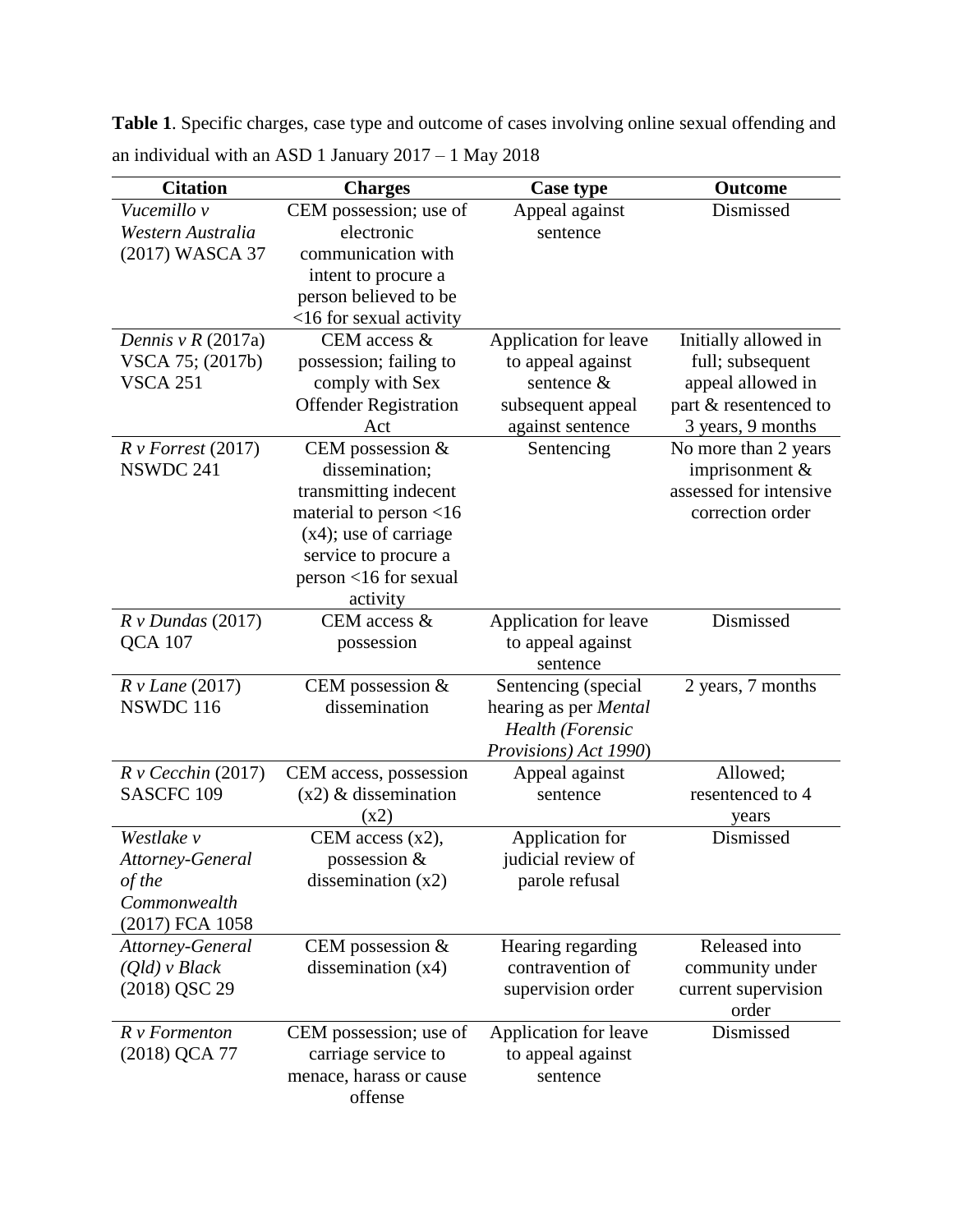**Table 1**. Specific charges, case type and outcome of cases involving online sexual offending and an individual with an ASD 1 January 2017 – 1 May 2018

| Citation | Charges | Case type | Outcome |
|---|---|---|---|
| *Vucemillo v Western Australia* (2017) WASCA 37 | CEM possession; use of electronic communication with intent to procure a person believed to be <16 for sexual activity | Appeal against sentence | Dismissed |
| *Dennis v R* (2017a) VSCA 75; (2017b) VSCA 251 | CEM access & possession; failing to comply with Sex Offender Registration Act | Application for leave to appeal against sentence & subsequent appeal against sentence | Initially allowed in full; subsequent appeal allowed in part & resentenced to 3 years, 9 months |
| *R v Forrest* (2017) NSWDC 241 | CEM possession & dissemination; transmitting indecent material to person <16 (x4); use of carriage service to procure a person <16 for sexual activity | Sentencing | No more than 2 years imprisonment & assessed for intensive correction order |
| *R v Dundas* (2017) QCA 107 | CEM access & possession | Application for leave to appeal against sentence | Dismissed |
| *R v Lane* (2017) NSWDC 116 | CEM possession & dissemination | Sentencing (special hearing as per *Mental Health (Forensic Provisions) Act 1990*) | 2 years, 7 months |
| *R v Cecchin* (2017) SASCFC 109 | CEM access, possession (x2) & dissemination (x2) | Appeal against sentence | Allowed; resentenced to 4 years |
| *Westlake v Attorney-General of the Commonwealth* (2017) FCA 1058 | CEM access (x2), possession & dissemination (x2) | Application for judicial review of parole refusal | Dismissed |
| *Attorney-General (Qld) v Black* (2018) QSC 29 | CEM possession & dissemination (x4) | Hearing regarding contravention of supervision order | Released into community under current supervision order |
| *R v Formenton* (2018) QCA 77 | CEM possession; use of carriage service to menace, harass or cause offense | Application for leave to appeal against sentence | Dismissed |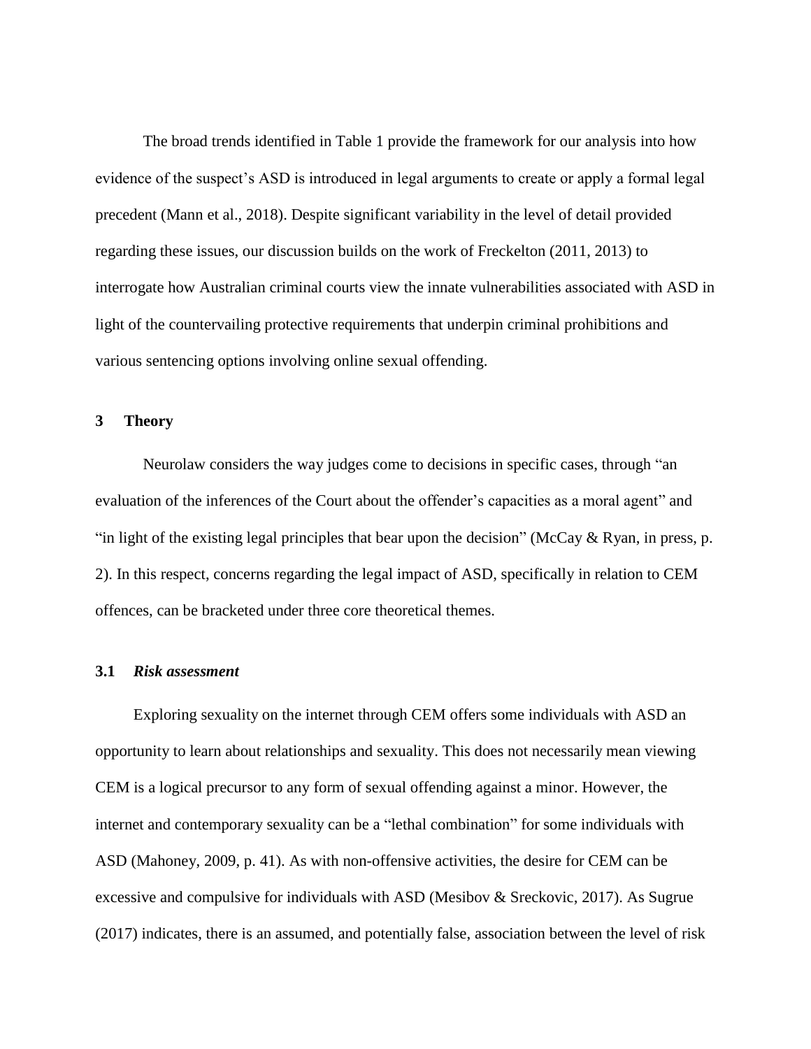The broad trends identified in Table 1 provide the framework for our analysis into how evidence of the suspect's ASD is introduced in legal arguments to create or apply a formal legal precedent (Mann et al., 2018). Despite significant variability in the level of detail provided regarding these issues, our discussion builds on the work of Freckelton (2011, 2013) to interrogate how Australian criminal courts view the innate vulnerabilities associated with ASD in light of the countervailing protective requirements that underpin criminal prohibitions and various sentencing options involving online sexual offending.

## 3 Theory

Neurolaw considers the way judges come to decisions in specific cases, through "an evaluation of the inferences of the Court about the offender's capacities as a moral agent" and "in light of the existing legal principles that bear upon the decision" (McCay & Ryan, in press, p. 2). In this respect, concerns regarding the legal impact of ASD, specifically in relation to CEM offences, can be bracketed under three core theoretical themes.

### 3.1 *Risk assessment*

Exploring sexuality on the internet through CEM offers some individuals with ASD an opportunity to learn about relationships and sexuality. This does not necessarily mean viewing CEM is a logical precursor to any form of sexual offending against a minor. However, the internet and contemporary sexuality can be a "lethal combination" for some individuals with ASD (Mahoney, 2009, p. 41). As with non-offensive activities, the desire for CEM can be excessive and compulsive for individuals with ASD (Mesibov & Sreckovic, 2017). As Sugrue (2017) indicates, there is an assumed, and potentially false, association between the level of risk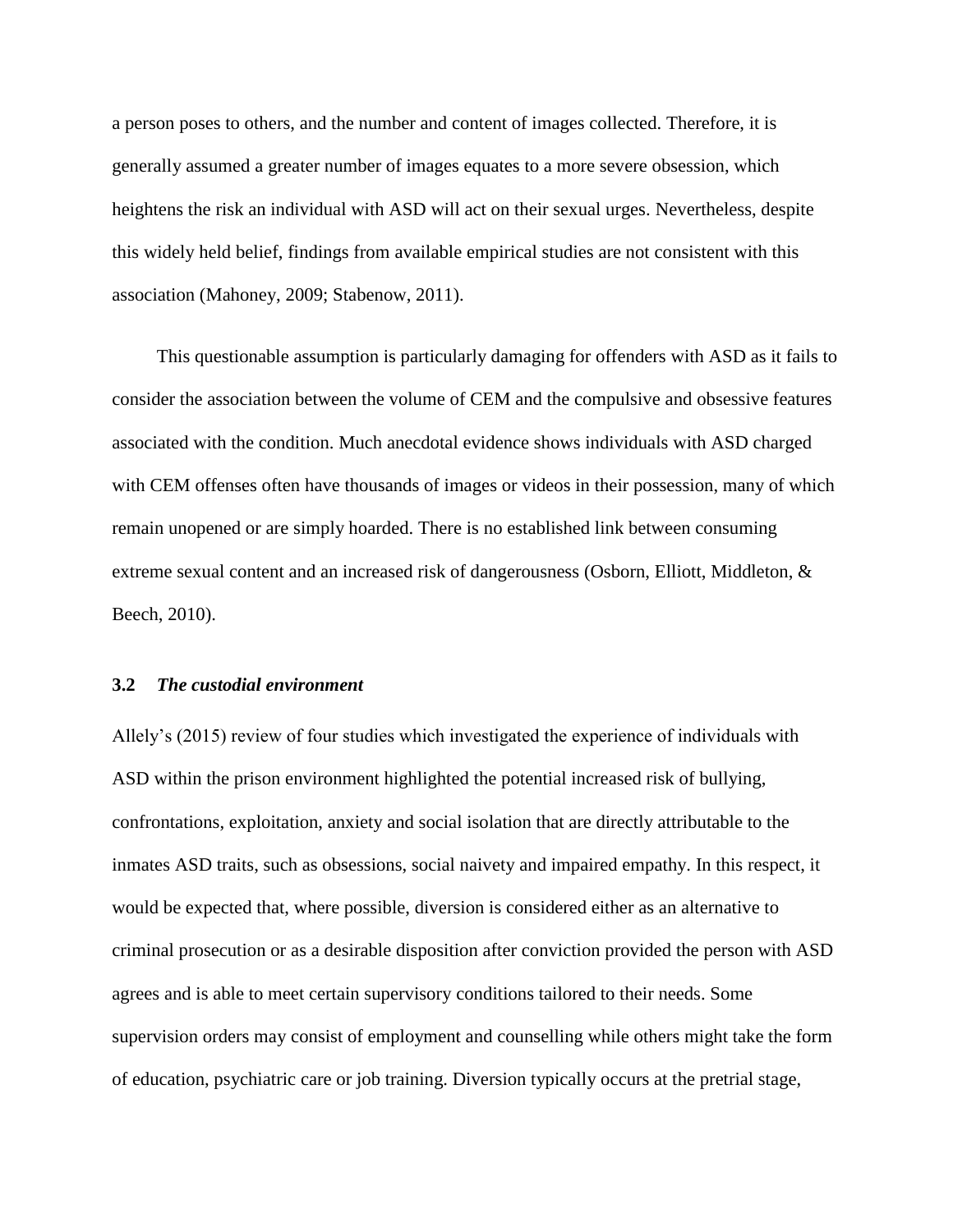a person poses to others, and the number and content of images collected. Therefore, it is generally assumed a greater number of images equates to a more severe obsession, which heightens the risk an individual with ASD will act on their sexual urges. Nevertheless, despite this widely held belief, findings from available empirical studies are not consistent with this association (Mahoney, 2009; Stabenow, 2011).

This questionable assumption is particularly damaging for offenders with ASD as it fails to consider the association between the volume of CEM and the compulsive and obsessive features associated with the condition. Much anecdotal evidence shows individuals with ASD charged with CEM offenses often have thousands of images or videos in their possession, many of which remain unopened or are simply hoarded. There is no established link between consuming extreme sexual content and an increased risk of dangerousness (Osborn, Elliott, Middleton, & Beech, 2010).

### 3.2 *The custodial environment*

Allely's (2015) review of four studies which investigated the experience of individuals with ASD within the prison environment highlighted the potential increased risk of bullying, confrontations, exploitation, anxiety and social isolation that are directly attributable to the inmates ASD traits, such as obsessions, social naivety and impaired empathy. In this respect, it would be expected that, where possible, diversion is considered either as an alternative to criminal prosecution or as a desirable disposition after conviction provided the person with ASD agrees and is able to meet certain supervisory conditions tailored to their needs. Some supervision orders may consist of employment and counselling while others might take the form of education, psychiatric care or job training. Diversion typically occurs at the pretrial stage,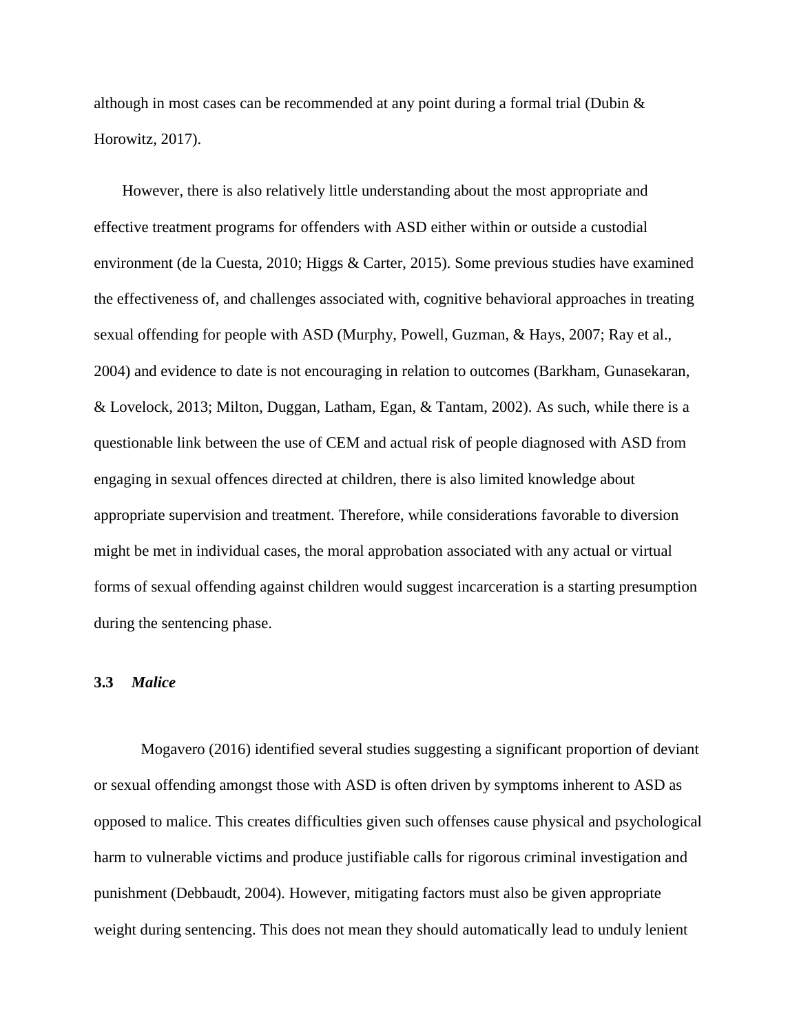although in most cases can be recommended at any point during a formal trial (Dubin & Horowitz, 2017).

However, there is also relatively little understanding about the most appropriate and effective treatment programs for offenders with ASD either within or outside a custodial environment (de la Cuesta, 2010; Higgs & Carter, 2015). Some previous studies have examined the effectiveness of, and challenges associated with, cognitive behavioral approaches in treating sexual offending for people with ASD (Murphy, Powell, Guzman, & Hays, 2007; Ray et al., 2004) and evidence to date is not encouraging in relation to outcomes (Barkham, Gunasekaran, & Lovelock, 2013; Milton, Duggan, Latham, Egan, & Tantam, 2002). As such, while there is a questionable link between the use of CEM and actual risk of people diagnosed with ASD from engaging in sexual offences directed at children, there is also limited knowledge about appropriate supervision and treatment. Therefore, while considerations favorable to diversion might be met in individual cases, the moral approbation associated with any actual or virtual forms of sexual offending against children would suggest incarceration is a starting presumption during the sentencing phase.

### 3.3 *Malice*

Mogavero (2016) identified several studies suggesting a significant proportion of deviant or sexual offending amongst those with ASD is often driven by symptoms inherent to ASD as opposed to malice. This creates difficulties given such offenses cause physical and psychological harm to vulnerable victims and produce justifiable calls for rigorous criminal investigation and punishment (Debbaudt, 2004). However, mitigating factors must also be given appropriate weight during sentencing. This does not mean they should automatically lead to unduly lenient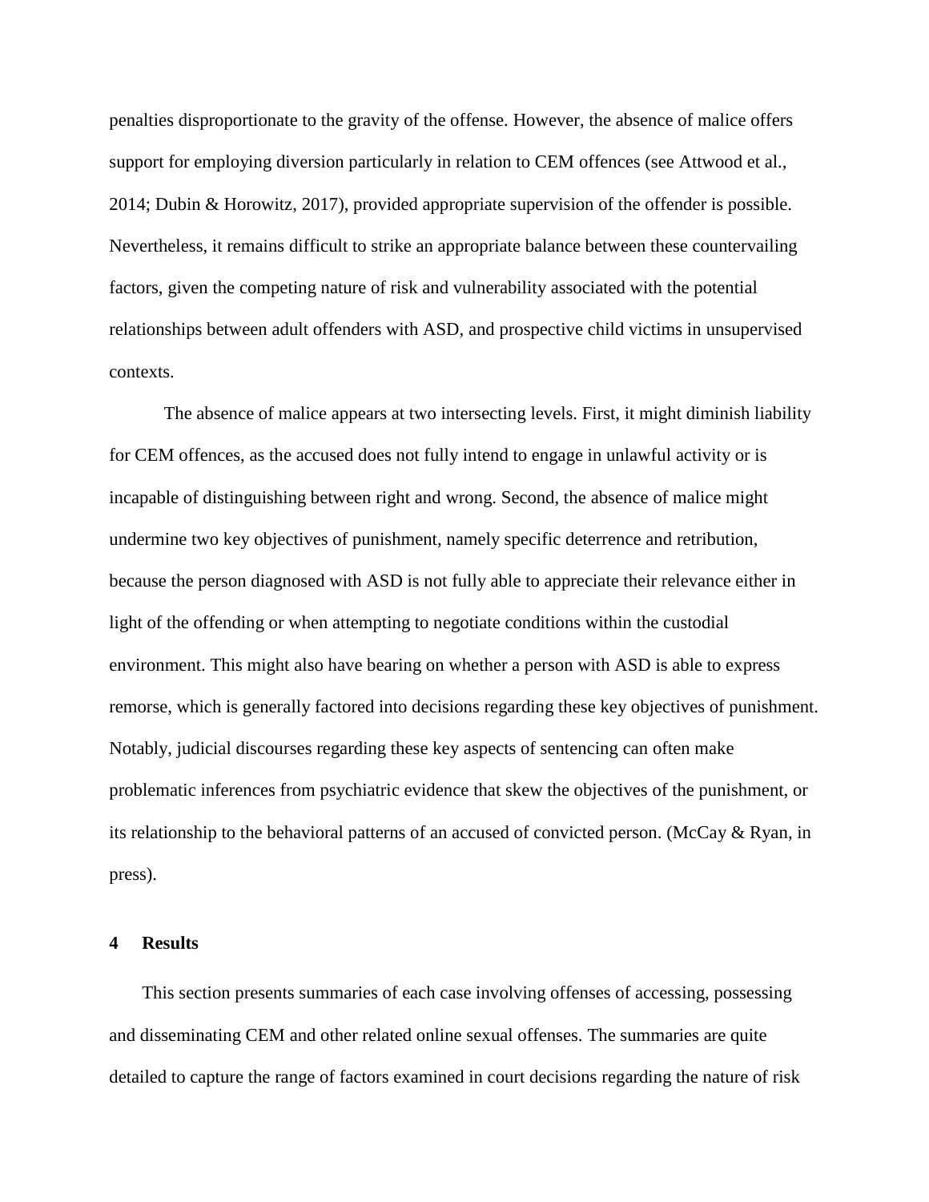penalties disproportionate to the gravity of the offense. However, the absence of malice offers support for employing diversion particularly in relation to CEM offences (see Attwood et al., 2014; Dubin & Horowitz, 2017), provided appropriate supervision of the offender is possible. Nevertheless, it remains difficult to strike an appropriate balance between these countervailing factors, given the competing nature of risk and vulnerability associated with the potential relationships between adult offenders with ASD, and prospective child victims in unsupervised contexts.

The absence of malice appears at two intersecting levels. First, it might diminish liability for CEM offences, as the accused does not fully intend to engage in unlawful activity or is incapable of distinguishing between right and wrong. Second, the absence of malice might undermine two key objectives of punishment, namely specific deterrence and retribution, because the person diagnosed with ASD is not fully able to appreciate their relevance either in light of the offending or when attempting to negotiate conditions within the custodial environment. This might also have bearing on whether a person with ASD is able to express remorse, which is generally factored into decisions regarding these key objectives of punishment. Notably, judicial discourses regarding these key aspects of sentencing can often make problematic inferences from psychiatric evidence that skew the objectives of the punishment, or its relationship to the behavioral patterns of an accused of convicted person. (McCay & Ryan, in press).

## 4 Results

This section presents summaries of each case involving offenses of accessing, possessing and disseminating CEM and other related online sexual offenses. The summaries are quite detailed to capture the range of factors examined in court decisions regarding the nature of risk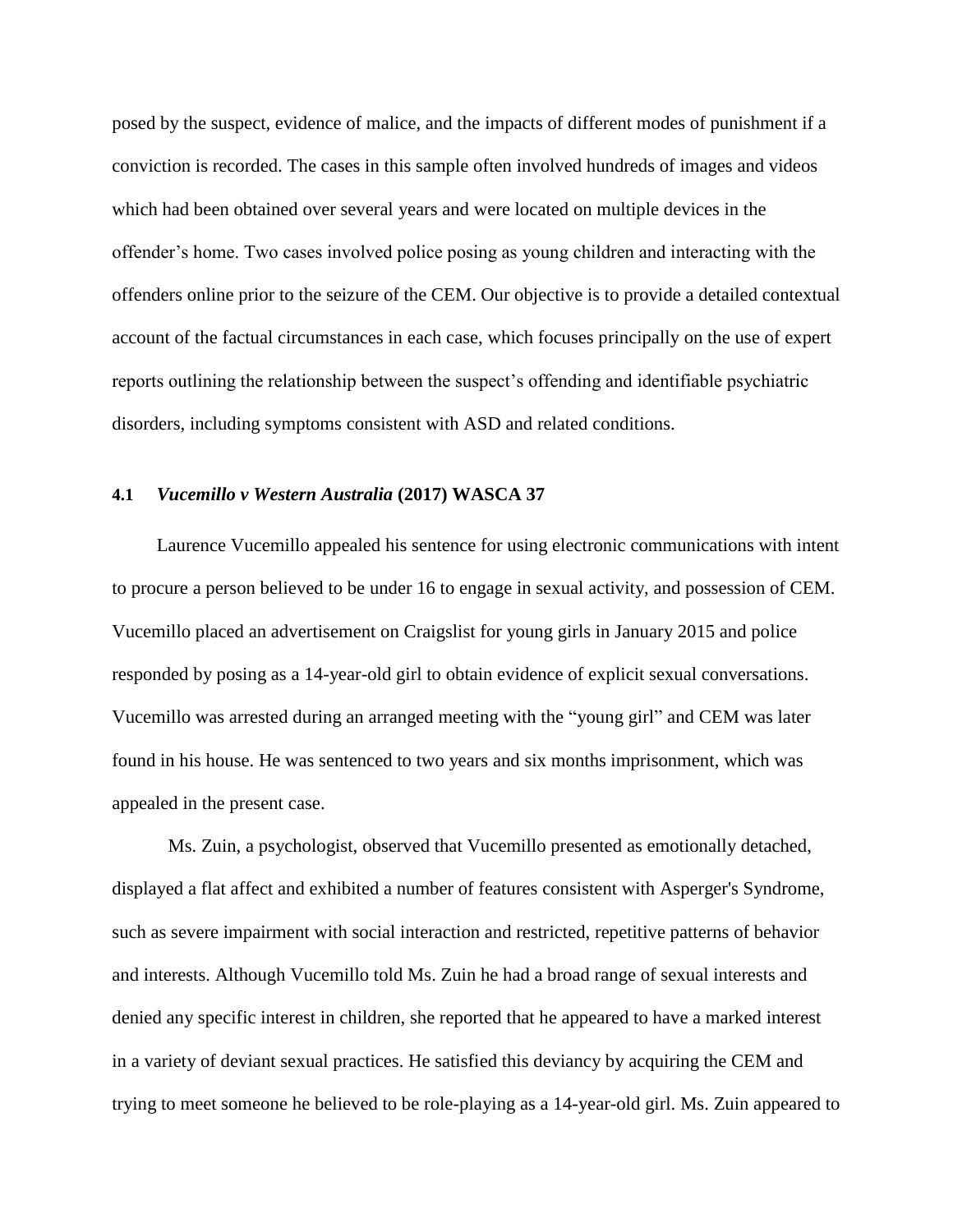posed by the suspect, evidence of malice, and the impacts of different modes of punishment if a conviction is recorded. The cases in this sample often involved hundreds of images and videos which had been obtained over several years and were located on multiple devices in the offender's home. Two cases involved police posing as young children and interacting with the offenders online prior to the seizure of the CEM. Our objective is to provide a detailed contextual account of the factual circumstances in each case, which focuses principally on the use of expert reports outlining the relationship between the suspect's offending and identifiable psychiatric disorders, including symptoms consistent with ASD and related conditions.

#### 4.1 *Vucemillo v Western Australia* (2017) WASCA 37

Laurence Vucemillo appealed his sentence for using electronic communications with intent to procure a person believed to be under 16 to engage in sexual activity, and possession of CEM. Vucemillo placed an advertisement on Craigslist for young girls in January 2015 and police responded by posing as a 14-year-old girl to obtain evidence of explicit sexual conversations. Vucemillo was arrested during an arranged meeting with the "young girl" and CEM was later found in his house. He was sentenced to two years and six months imprisonment, which was appealed in the present case.

Ms. Zuin, a psychologist, observed that Vucemillo presented as emotionally detached, displayed a flat affect and exhibited a number of features consistent with Asperger's Syndrome, such as severe impairment with social interaction and restricted, repetitive patterns of behavior and interests. Although Vucemillo told Ms. Zuin he had a broad range of sexual interests and denied any specific interest in children, she reported that he appeared to have a marked interest in a variety of deviant sexual practices. He satisfied this deviancy by acquiring the CEM and trying to meet someone he believed to be role-playing as a 14-year-old girl. Ms. Zuin appeared to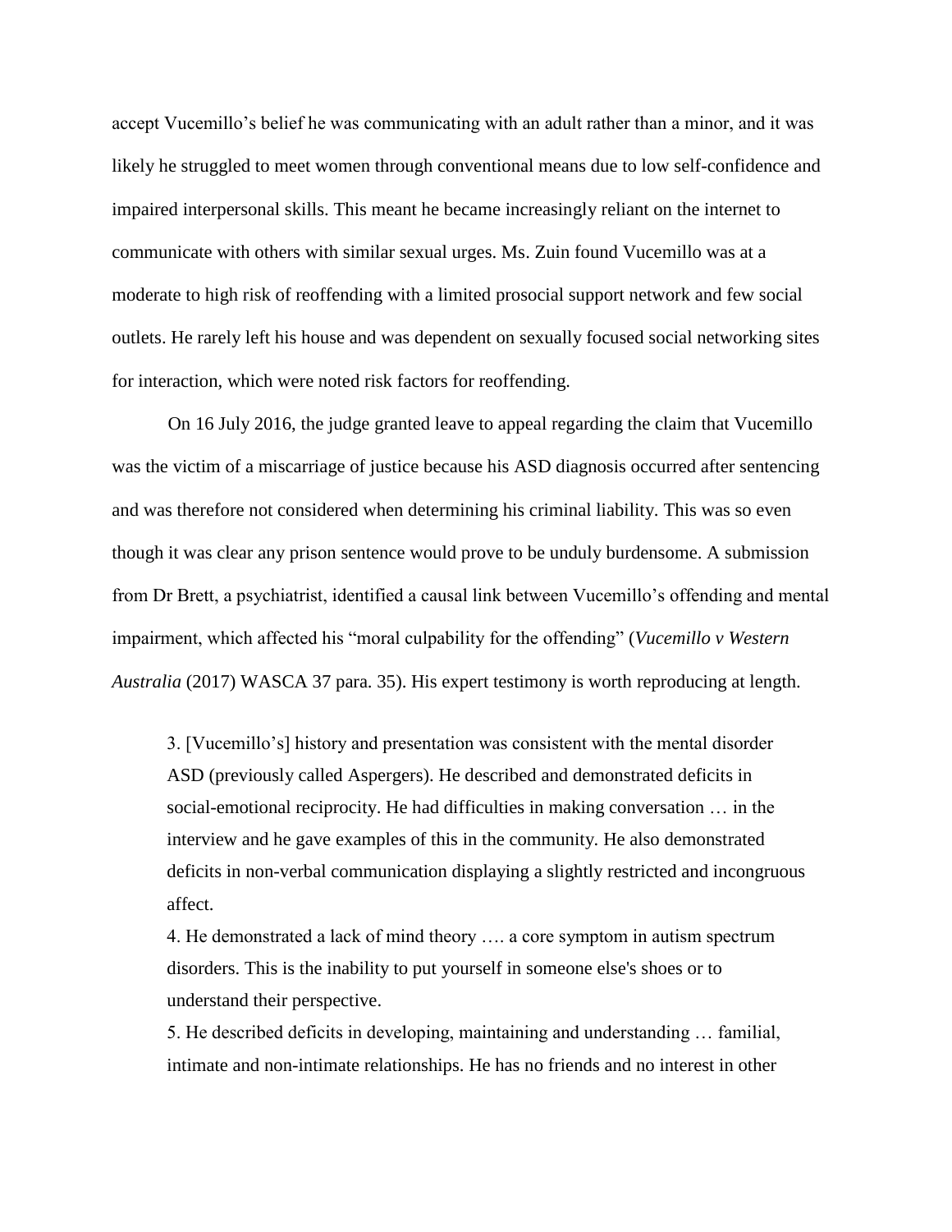accept Vucemillo's belief he was communicating with an adult rather than a minor, and it was likely he struggled to meet women through conventional means due to low self-confidence and impaired interpersonal skills. This meant he became increasingly reliant on the internet to communicate with others with similar sexual urges. Ms. Zuin found Vucemillo was at a moderate to high risk of reoffending with a limited prosocial support network and few social outlets. He rarely left his house and was dependent on sexually focused social networking sites for interaction, which were noted risk factors for reoffending.

On 16 July 2016, the judge granted leave to appeal regarding the claim that Vucemillo was the victim of a miscarriage of justice because his ASD diagnosis occurred after sentencing and was therefore not considered when determining his criminal liability. This was so even though it was clear any prison sentence would prove to be unduly burdensome. A submission from Dr Brett, a psychiatrist, identified a causal link between Vucemillo's offending and mental impairment, which affected his "moral culpability for the offending" (*Vucemillo v Western Australia* (2017) WASCA 37 para. 35). His expert testimony is worth reproducing at length.

> 3. [Vucemillo's] history and presentation was consistent with the mental disorder ASD (previously called Aspergers). He described and demonstrated deficits in social-emotional reciprocity. He had difficulties in making conversation … in the interview and he gave examples of this in the community. He also demonstrated deficits in non-verbal communication displaying a slightly restricted and incongruous affect.
>
> 4. He demonstrated a lack of mind theory …. a core symptom in autism spectrum disorders. This is the inability to put yourself in someone else's shoes or to understand their perspective.
>
> 5. He described deficits in developing, maintaining and understanding … familial, intimate and non-intimate relationships. He has no friends and no interest in other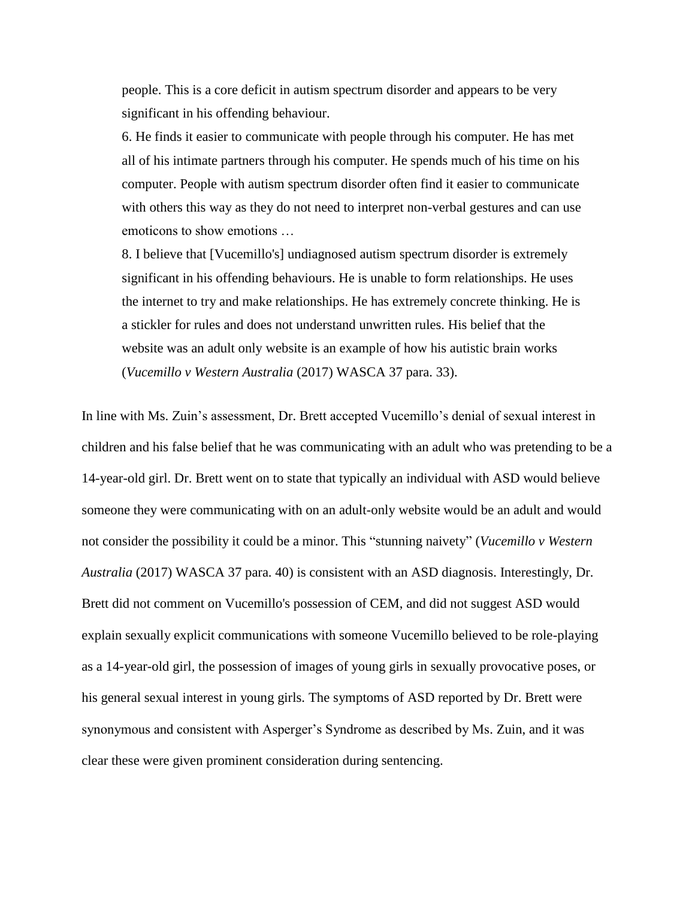> people. This is a core deficit in autism spectrum disorder and appears to be very significant in his offending behaviour.
>
> 6. He finds it easier to communicate with people through his computer. He has met all of his intimate partners through his computer. He spends much of his time on his computer. People with autism spectrum disorder often find it easier to communicate with others this way as they do not need to interpret non-verbal gestures and can use emoticons to show emotions …
>
> 8. I believe that [Vucemillo's] undiagnosed autism spectrum disorder is extremely significant in his offending behaviours. He is unable to form relationships. He uses the internet to try and make relationships. He has extremely concrete thinking. He is a stickler for rules and does not understand unwritten rules. His belief that the website was an adult only website is an example of how his autistic brain works (*Vucemillo v Western Australia* (2017) WASCA 37 para. 33).

In line with Ms. Zuin's assessment, Dr. Brett accepted Vucemillo's denial of sexual interest in children and his false belief that he was communicating with an adult who was pretending to be a 14-year-old girl. Dr. Brett went on to state that typically an individual with ASD would believe someone they were communicating with on an adult-only website would be an adult and would not consider the possibility it could be a minor. This "stunning naivety" (*Vucemillo v Western Australia* (2017) WASCA 37 para. 40) is consistent with an ASD diagnosis. Interestingly, Dr. Brett did not comment on Vucemillo's possession of CEM, and did not suggest ASD would explain sexually explicit communications with someone Vucemillo believed to be role-playing as a 14-year-old girl, the possession of images of young girls in sexually provocative poses, or his general sexual interest in young girls. The symptoms of ASD reported by Dr. Brett were synonymous and consistent with Asperger's Syndrome as described by Ms. Zuin, and it was clear these were given prominent consideration during sentencing.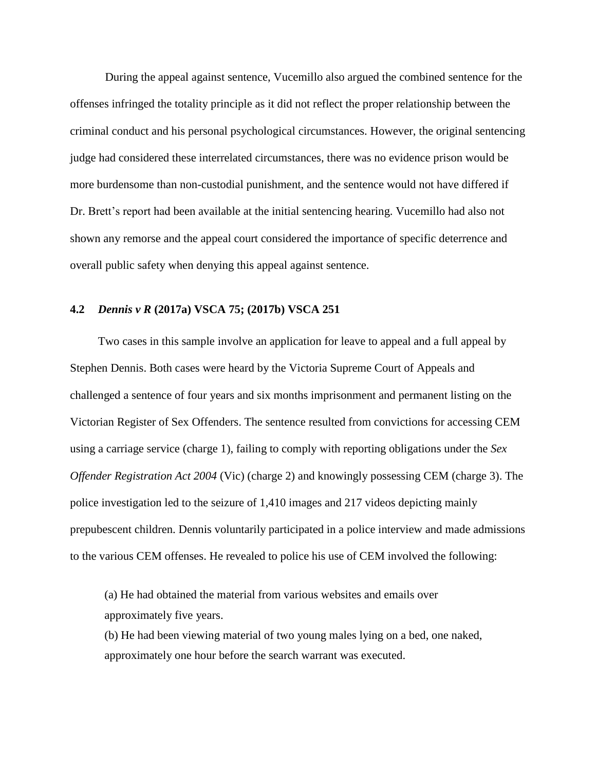During the appeal against sentence, Vucemillo also argued the combined sentence for the offenses infringed the totality principle as it did not reflect the proper relationship between the criminal conduct and his personal psychological circumstances. However, the original sentencing judge had considered these interrelated circumstances, there was no evidence prison would be more burdensome than non-custodial punishment, and the sentence would not have differed if Dr. Brett's report had been available at the initial sentencing hearing. Vucemillo had also not shown any remorse and the appeal court considered the importance of specific deterrence and overall public safety when denying this appeal against sentence.

### 4.2 *Dennis v R* (2017a) VSCA 75; (2017b) VSCA 251

Two cases in this sample involve an application for leave to appeal and a full appeal by Stephen Dennis. Both cases were heard by the Victoria Supreme Court of Appeals and challenged a sentence of four years and six months imprisonment and permanent listing on the Victorian Register of Sex Offenders. The sentence resulted from convictions for accessing CEM using a carriage service (charge 1), failing to comply with reporting obligations under the *Sex Offender Registration Act 2004* (Vic) (charge 2) and knowingly possessing CEM (charge 3). The police investigation led to the seizure of 1,410 images and 217 videos depicting mainly prepubescent children. Dennis voluntarily participated in a police interview and made admissions to the various CEM offenses. He revealed to police his use of CEM involved the following:

(a) He had obtained the material from various websites and emails over approximately five years.
(b) He had been viewing material of two young males lying on a bed, one naked, approximately one hour before the search warrant was executed.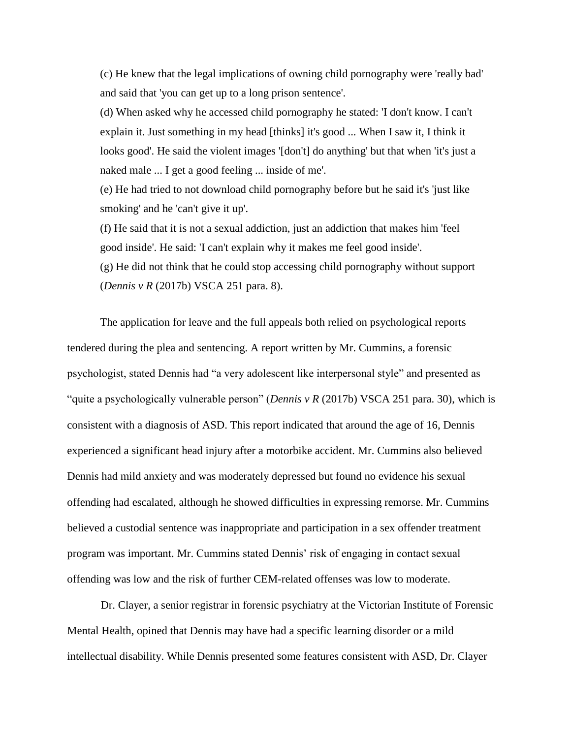(c) He knew that the legal implications of owning child pornography were 'really bad' and said that 'you can get up to a long prison sentence'.

(d) When asked why he accessed child pornography he stated: 'I don't know. I can't explain it. Just something in my head [thinks] it's good ... When I saw it, I think it looks good'. He said the violent images '[don't] do anything' but that when 'it's just a naked male ... I get a good feeling ... inside of me'.

(e) He had tried to not download child pornography before but he said it's 'just like smoking' and he 'can't give it up'.

(f) He said that it is not a sexual addiction, just an addiction that makes him 'feel good inside'. He said: 'I can't explain why it makes me feel good inside'.

(g) He did not think that he could stop accessing child pornography without support (*Dennis v R* (2017b) VSCA 251 para. 8).

The application for leave and the full appeals both relied on psychological reports tendered during the plea and sentencing. A report written by Mr. Cummins, a forensic psychologist, stated Dennis had "a very adolescent like interpersonal style" and presented as "quite a psychologically vulnerable person" (*Dennis v R* (2017b) VSCA 251 para. 30), which is consistent with a diagnosis of ASD. This report indicated that around the age of 16, Dennis experienced a significant head injury after a motorbike accident. Mr. Cummins also believed Dennis had mild anxiety and was moderately depressed but found no evidence his sexual offending had escalated, although he showed difficulties in expressing remorse. Mr. Cummins believed a custodial sentence was inappropriate and participation in a sex offender treatment program was important. Mr. Cummins stated Dennis' risk of engaging in contact sexual offending was low and the risk of further CEM-related offenses was low to moderate.

Dr. Clayer, a senior registrar in forensic psychiatry at the Victorian Institute of Forensic Mental Health, opined that Dennis may have had a specific learning disorder or a mild intellectual disability. While Dennis presented some features consistent with ASD, Dr. Clayer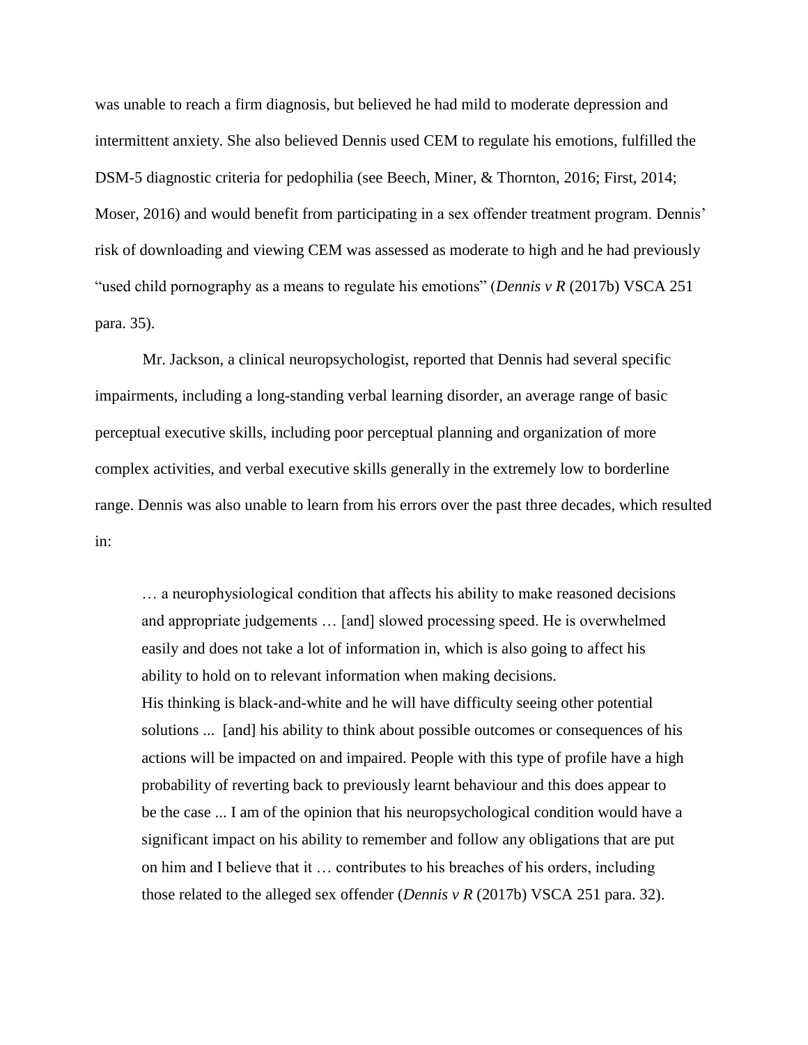was unable to reach a firm diagnosis, but believed he had mild to moderate depression and intermittent anxiety. She also believed Dennis used CEM to regulate his emotions, fulfilled the DSM-5 diagnostic criteria for pedophilia (see Beech, Miner, & Thornton, 2016; First, 2014; Moser, 2016) and would benefit from participating in a sex offender treatment program. Dennis' risk of downloading and viewing CEM was assessed as moderate to high and he had previously "used child pornography as a means to regulate his emotions" (*Dennis v R* (2017b) VSCA 251 para. 35).

Mr. Jackson, a clinical neuropsychologist, reported that Dennis had several specific impairments, including a long-standing verbal learning disorder, an average range of basic perceptual executive skills, including poor perceptual planning and organization of more complex activities, and verbal executive skills generally in the extremely low to borderline range. Dennis was also unable to learn from his errors over the past three decades, which resulted in:

> … a neurophysiological condition that affects his ability to make reasoned decisions and appropriate judgements … [and] slowed processing speed. He is overwhelmed easily and does not take a lot of information in, which is also going to affect his ability to hold on to relevant information when making decisions.
> His thinking is black-and-white and he will have difficulty seeing other potential solutions ... [and] his ability to think about possible outcomes or consequences of his actions will be impacted on and impaired. People with this type of profile have a high probability of reverting back to previously learnt behaviour and this does appear to be the case ... I am of the opinion that his neuropsychological condition would have a significant impact on his ability to remember and follow any obligations that are put on him and I believe that it … contributes to his breaches of his orders, including those related to the alleged sex offender (*Dennis v R* (2017b) VSCA 251 para. 32).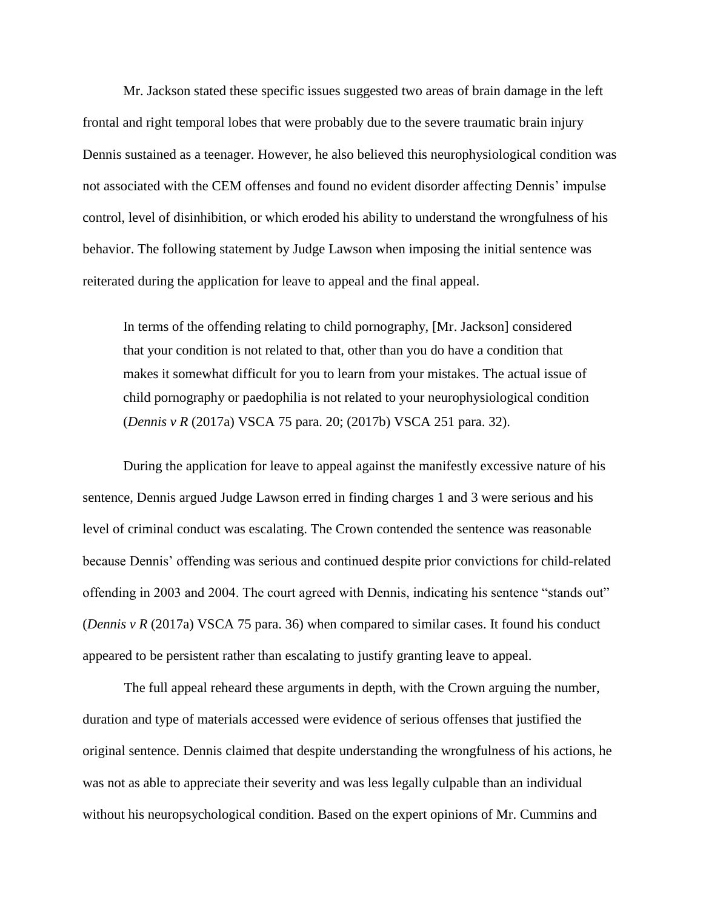Mr. Jackson stated these specific issues suggested two areas of brain damage in the left frontal and right temporal lobes that were probably due to the severe traumatic brain injury Dennis sustained as a teenager. However, he also believed this neurophysiological condition was not associated with the CEM offenses and found no evident disorder affecting Dennis' impulse control, level of disinhibition, or which eroded his ability to understand the wrongfulness of his behavior. The following statement by Judge Lawson when imposing the initial sentence was reiterated during the application for leave to appeal and the final appeal.

> In terms of the offending relating to child pornography, [Mr. Jackson] considered that your condition is not related to that, other than you do have a condition that makes it somewhat difficult for you to learn from your mistakes. The actual issue of child pornography or paedophilia is not related to your neurophysiological condition (*Dennis v R* (2017a) VSCA 75 para. 20; (2017b) VSCA 251 para. 32).

During the application for leave to appeal against the manifestly excessive nature of his sentence, Dennis argued Judge Lawson erred in finding charges 1 and 3 were serious and his level of criminal conduct was escalating. The Crown contended the sentence was reasonable because Dennis' offending was serious and continued despite prior convictions for child-related offending in 2003 and 2004. The court agreed with Dennis, indicating his sentence "stands out" (*Dennis v R* (2017a) VSCA 75 para. 36) when compared to similar cases. It found his conduct appeared to be persistent rather than escalating to justify granting leave to appeal.

The full appeal reheard these arguments in depth, with the Crown arguing the number, duration and type of materials accessed were evidence of serious offenses that justified the original sentence. Dennis claimed that despite understanding the wrongfulness of his actions, he was not as able to appreciate their severity and was less legally culpable than an individual without his neuropsychological condition. Based on the expert opinions of Mr. Cummins and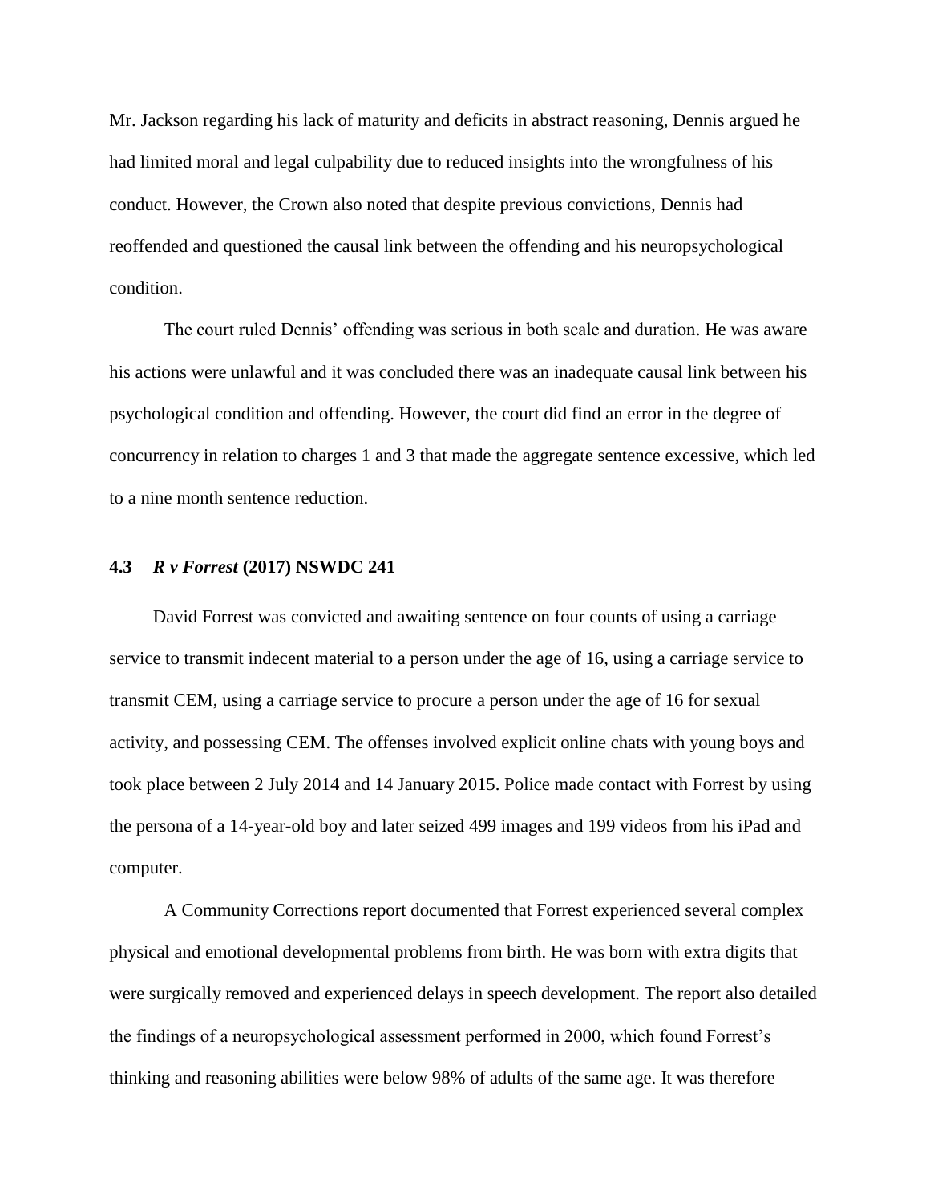Mr. Jackson regarding his lack of maturity and deficits in abstract reasoning, Dennis argued he had limited moral and legal culpability due to reduced insights into the wrongfulness of his conduct. However, the Crown also noted that despite previous convictions, Dennis had reoffended and questioned the causal link between the offending and his neuropsychological condition.

The court ruled Dennis' offending was serious in both scale and duration. He was aware his actions were unlawful and it was concluded there was an inadequate causal link between his psychological condition and offending. However, the court did find an error in the degree of concurrency in relation to charges 1 and 3 that made the aggregate sentence excessive, which led to a nine month sentence reduction.

### 4.3 *R v Forrest* (2017) NSWDC 241

David Forrest was convicted and awaiting sentence on four counts of using a carriage service to transmit indecent material to a person under the age of 16, using a carriage service to transmit CEM, using a carriage service to procure a person under the age of 16 for sexual activity, and possessing CEM. The offenses involved explicit online chats with young boys and took place between 2 July 2014 and 14 January 2015. Police made contact with Forrest by using the persona of a 14-year-old boy and later seized 499 images and 199 videos from his iPad and computer.

A Community Corrections report documented that Forrest experienced several complex physical and emotional developmental problems from birth. He was born with extra digits that were surgically removed and experienced delays in speech development. The report also detailed the findings of a neuropsychological assessment performed in 2000, which found Forrest's thinking and reasoning abilities were below 98% of adults of the same age. It was therefore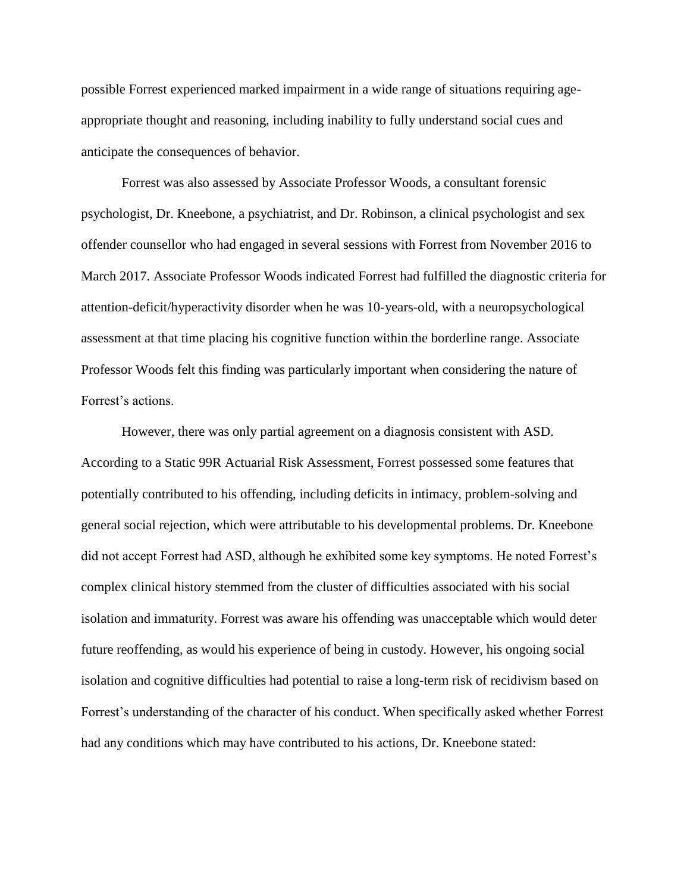possible Forrest experienced marked impairment in a wide range of situations requiring age-appropriate thought and reasoning, including inability to fully understand social cues and anticipate the consequences of behavior.

Forrest was also assessed by Associate Professor Woods, a consultant forensic psychologist, Dr. Kneebone, a psychiatrist, and Dr. Robinson, a clinical psychologist and sex offender counsellor who had engaged in several sessions with Forrest from November 2016 to March 2017. Associate Professor Woods indicated Forrest had fulfilled the diagnostic criteria for attention-deficit/hyperactivity disorder when he was 10-years-old, with a neuropsychological assessment at that time placing his cognitive function within the borderline range. Associate Professor Woods felt this finding was particularly important when considering the nature of Forrest's actions.

However, there was only partial agreement on a diagnosis consistent with ASD. According to a Static 99R Actuarial Risk Assessment, Forrest possessed some features that potentially contributed to his offending, including deficits in intimacy, problem-solving and general social rejection, which were attributable to his developmental problems. Dr. Kneebone did not accept Forrest had ASD, although he exhibited some key symptoms. He noted Forrest's complex clinical history stemmed from the cluster of difficulties associated with his social isolation and immaturity. Forrest was aware his offending was unacceptable which would deter future reoffending, as would his experience of being in custody. However, his ongoing social isolation and cognitive difficulties had potential to raise a long-term risk of recidivism based on Forrest's understanding of the character of his conduct. When specifically asked whether Forrest had any conditions which may have contributed to his actions, Dr. Kneebone stated: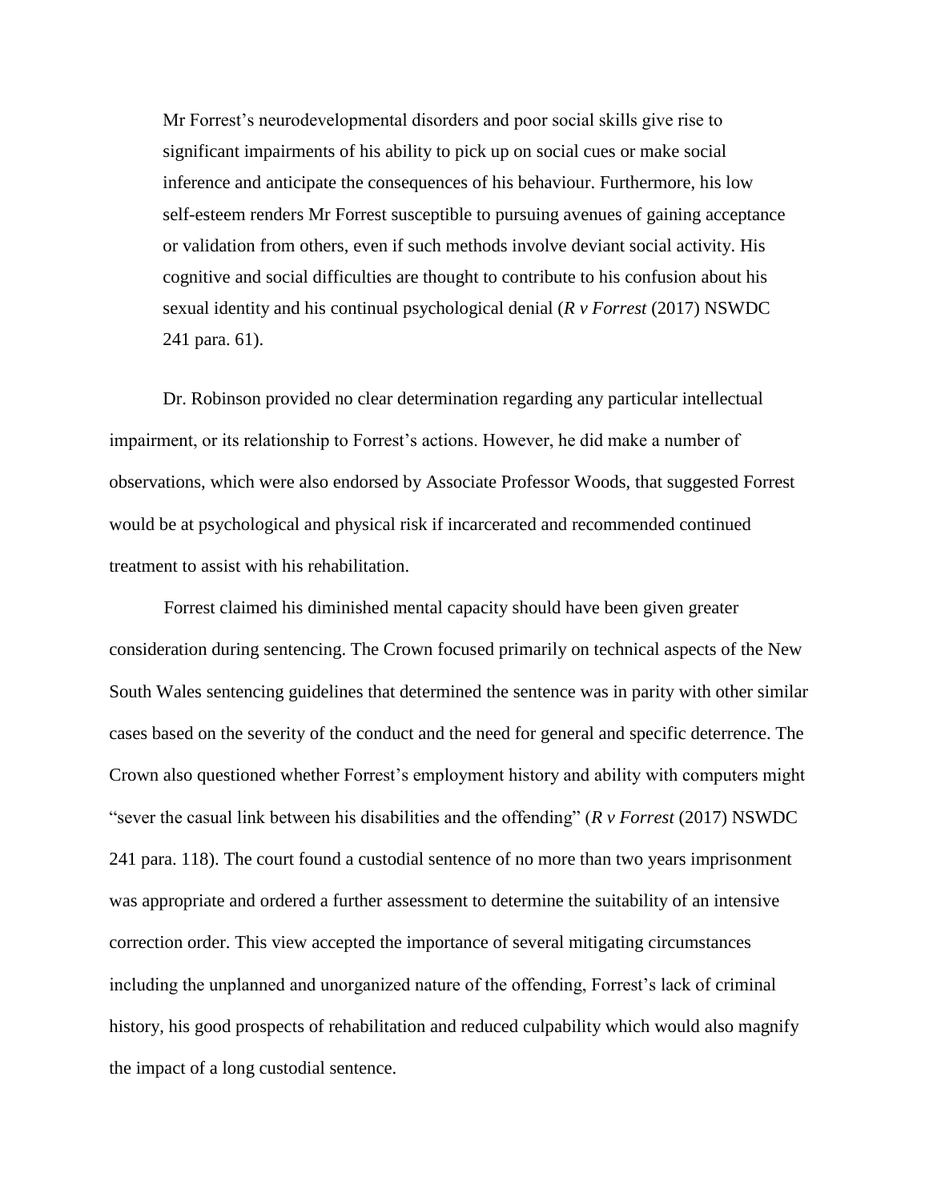> Mr Forrest's neurodevelopmental disorders and poor social skills give rise to significant impairments of his ability to pick up on social cues or make social inference and anticipate the consequences of his behaviour. Furthermore, his low self-esteem renders Mr Forrest susceptible to pursuing avenues of gaining acceptance or validation from others, even if such methods involve deviant social activity. His cognitive and social difficulties are thought to contribute to his confusion about his sexual identity and his continual psychological denial (*R v Forrest* (2017) NSWDC 241 para. 61).

Dr. Robinson provided no clear determination regarding any particular intellectual impairment, or its relationship to Forrest's actions. However, he did make a number of observations, which were also endorsed by Associate Professor Woods, that suggested Forrest would be at psychological and physical risk if incarcerated and recommended continued treatment to assist with his rehabilitation.

Forrest claimed his diminished mental capacity should have been given greater consideration during sentencing. The Crown focused primarily on technical aspects of the New South Wales sentencing guidelines that determined the sentence was in parity with other similar cases based on the severity of the conduct and the need for general and specific deterrence. The Crown also questioned whether Forrest's employment history and ability with computers might "sever the casual link between his disabilities and the offending" (*R v Forrest* (2017) NSWDC 241 para. 118). The court found a custodial sentence of no more than two years imprisonment was appropriate and ordered a further assessment to determine the suitability of an intensive correction order. This view accepted the importance of several mitigating circumstances including the unplanned and unorganized nature of the offending, Forrest's lack of criminal history, his good prospects of rehabilitation and reduced culpability which would also magnify the impact of a long custodial sentence.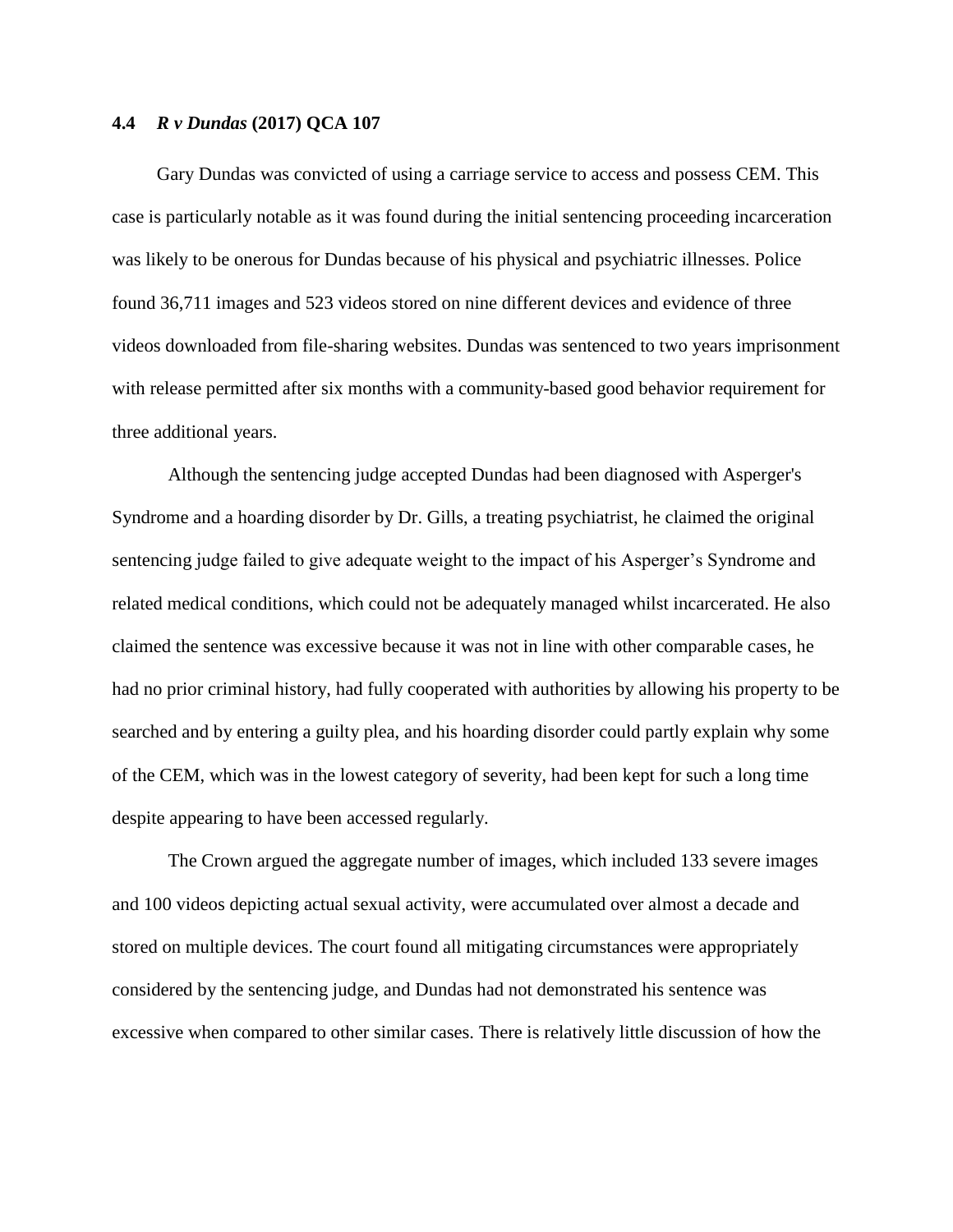### 4.4 *R v Dundas* (2017) QCA 107

Gary Dundas was convicted of using a carriage service to access and possess CEM. This case is particularly notable as it was found during the initial sentencing proceeding incarceration was likely to be onerous for Dundas because of his physical and psychiatric illnesses. Police found 36,711 images and 523 videos stored on nine different devices and evidence of three videos downloaded from file-sharing websites. Dundas was sentenced to two years imprisonment with release permitted after six months with a community-based good behavior requirement for three additional years.

Although the sentencing judge accepted Dundas had been diagnosed with Asperger's Syndrome and a hoarding disorder by Dr. Gills, a treating psychiatrist, he claimed the original sentencing judge failed to give adequate weight to the impact of his Asperger's Syndrome and related medical conditions, which could not be adequately managed whilst incarcerated. He also claimed the sentence was excessive because it was not in line with other comparable cases, he had no prior criminal history, had fully cooperated with authorities by allowing his property to be searched and by entering a guilty plea, and his hoarding disorder could partly explain why some of the CEM, which was in the lowest category of severity, had been kept for such a long time despite appearing to have been accessed regularly.

The Crown argued the aggregate number of images, which included 133 severe images and 100 videos depicting actual sexual activity, were accumulated over almost a decade and stored on multiple devices. The court found all mitigating circumstances were appropriately considered by the sentencing judge, and Dundas had not demonstrated his sentence was excessive when compared to other similar cases. There is relatively little discussion of how the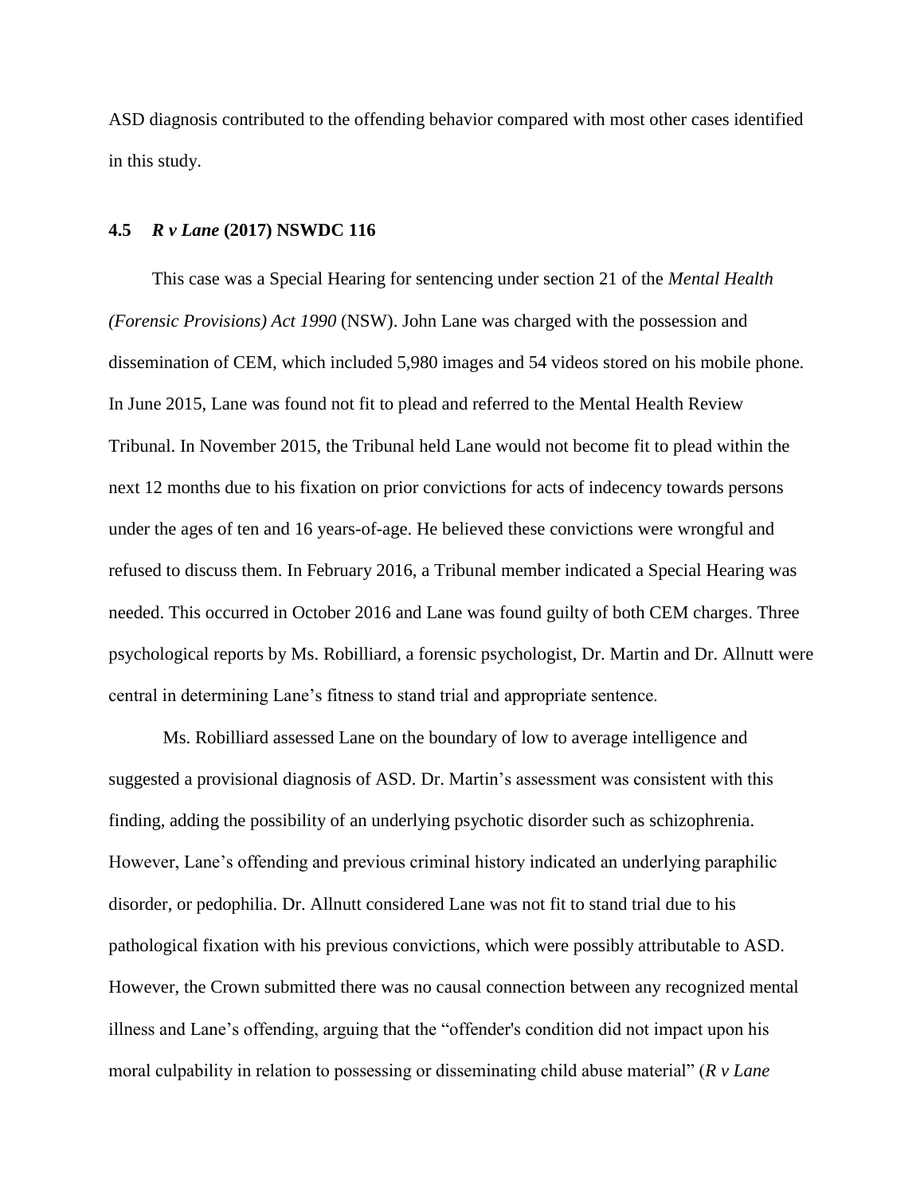ASD diagnosis contributed to the offending behavior compared with most other cases identified in this study.

### 4.5 *R v Lane* (2017) NSWDC 116

This case was a Special Hearing for sentencing under section 21 of the *Mental Health (Forensic Provisions) Act 1990* (NSW). John Lane was charged with the possession and dissemination of CEM, which included 5,980 images and 54 videos stored on his mobile phone. In June 2015, Lane was found not fit to plead and referred to the Mental Health Review Tribunal. In November 2015, the Tribunal held Lane would not become fit to plead within the next 12 months due to his fixation on prior convictions for acts of indecency towards persons under the ages of ten and 16 years-of-age. He believed these convictions were wrongful and refused to discuss them. In February 2016, a Tribunal member indicated a Special Hearing was needed. This occurred in October 2016 and Lane was found guilty of both CEM charges. Three psychological reports by Ms. Robilliard, a forensic psychologist, Dr. Martin and Dr. Allnutt were central in determining Lane's fitness to stand trial and appropriate sentence.

Ms. Robilliard assessed Lane on the boundary of low to average intelligence and suggested a provisional diagnosis of ASD. Dr. Martin's assessment was consistent with this finding, adding the possibility of an underlying psychotic disorder such as schizophrenia. However, Lane's offending and previous criminal history indicated an underlying paraphilic disorder, or pedophilia. Dr. Allnutt considered Lane was not fit to stand trial due to his pathological fixation with his previous convictions, which were possibly attributable to ASD. However, the Crown submitted there was no causal connection between any recognized mental illness and Lane's offending, arguing that the "offender's condition did not impact upon his moral culpability in relation to possessing or disseminating child abuse material" (*R v Lane*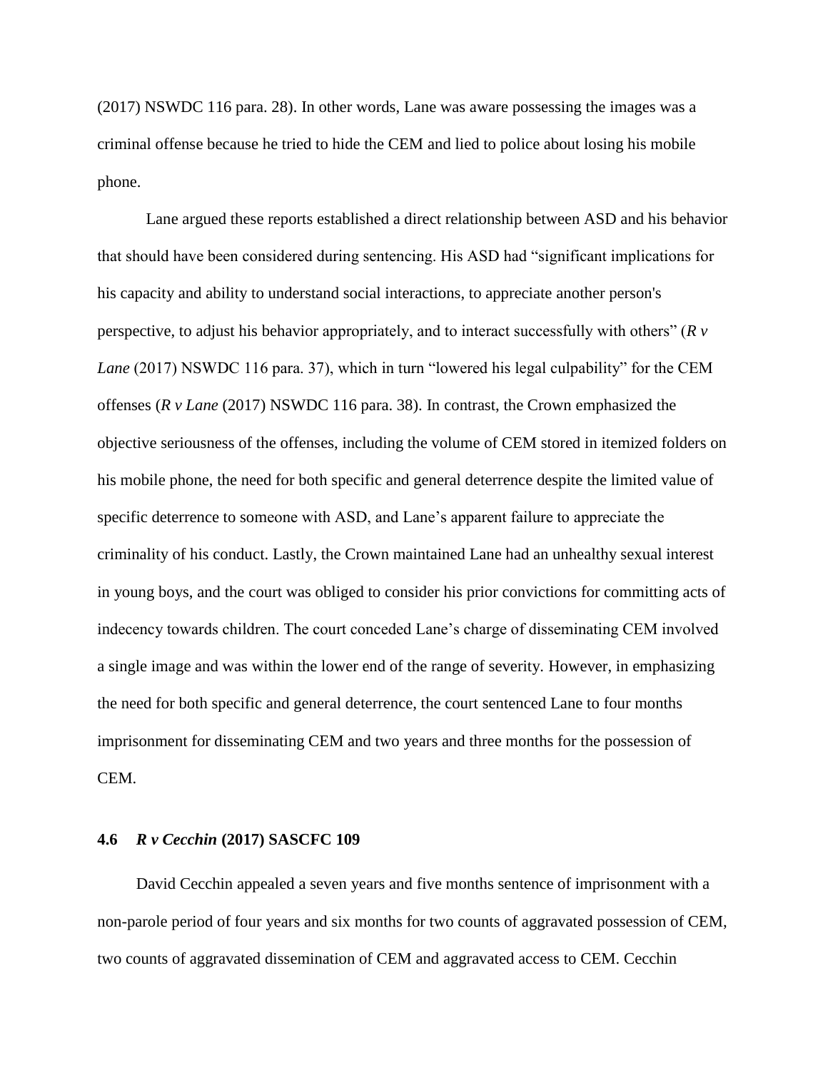(2017) NSWDC 116 para. 28). In other words, Lane was aware possessing the images was a criminal offense because he tried to hide the CEM and lied to police about losing his mobile phone.

Lane argued these reports established a direct relationship between ASD and his behavior that should have been considered during sentencing. His ASD had "significant implications for his capacity and ability to understand social interactions, to appreciate another person's perspective, to adjust his behavior appropriately, and to interact successfully with others" (*R v Lane* (2017) NSWDC 116 para. 37), which in turn "lowered his legal culpability" for the CEM offenses (*R v Lane* (2017) NSWDC 116 para. 38). In contrast, the Crown emphasized the objective seriousness of the offenses, including the volume of CEM stored in itemized folders on his mobile phone, the need for both specific and general deterrence despite the limited value of specific deterrence to someone with ASD, and Lane's apparent failure to appreciate the criminality of his conduct. Lastly, the Crown maintained Lane had an unhealthy sexual interest in young boys, and the court was obliged to consider his prior convictions for committing acts of indecency towards children. The court conceded Lane's charge of disseminating CEM involved a single image and was within the lower end of the range of severity. However, in emphasizing the need for both specific and general deterrence, the court sentenced Lane to four months imprisonment for disseminating CEM and two years and three months for the possession of CEM.

### 4.6 *R v Cecchin* (2017) SASCFC 109

David Cecchin appealed a seven years and five months sentence of imprisonment with a non-parole period of four years and six months for two counts of aggravated possession of CEM, two counts of aggravated dissemination of CEM and aggravated access to CEM. Cecchin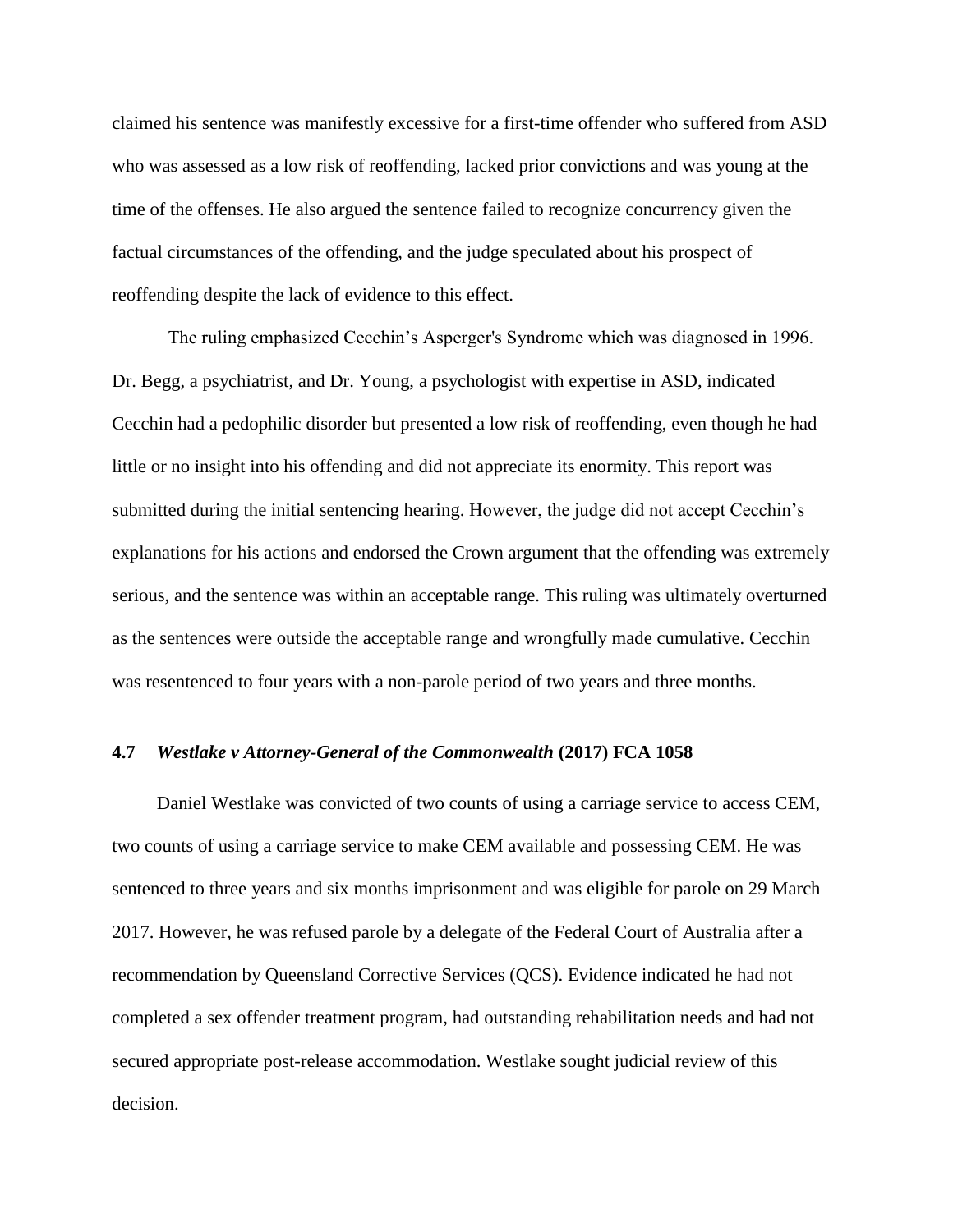claimed his sentence was manifestly excessive for a first-time offender who suffered from ASD who was assessed as a low risk of reoffending, lacked prior convictions and was young at the time of the offenses. He also argued the sentence failed to recognize concurrency given the factual circumstances of the offending, and the judge speculated about his prospect of reoffending despite the lack of evidence to this effect.

The ruling emphasized Cecchin's Asperger's Syndrome which was diagnosed in 1996. Dr. Begg, a psychiatrist, and Dr. Young, a psychologist with expertise in ASD, indicated Cecchin had a pedophilic disorder but presented a low risk of reoffending, even though he had little or no insight into his offending and did not appreciate its enormity. This report was submitted during the initial sentencing hearing. However, the judge did not accept Cecchin's explanations for his actions and endorsed the Crown argument that the offending was extremely serious, and the sentence was within an acceptable range. This ruling was ultimately overturned as the sentences were outside the acceptable range and wrongfully made cumulative. Cecchin was resentenced to four years with a non-parole period of two years and three months.

### 4.7 *Westlake v Attorney-General of the Commonwealth* (2017) FCA 1058

Daniel Westlake was convicted of two counts of using a carriage service to access CEM, two counts of using a carriage service to make CEM available and possessing CEM. He was sentenced to three years and six months imprisonment and was eligible for parole on 29 March 2017. However, he was refused parole by a delegate of the Federal Court of Australia after a recommendation by Queensland Corrective Services (QCS). Evidence indicated he had not completed a sex offender treatment program, had outstanding rehabilitation needs and had not secured appropriate post-release accommodation. Westlake sought judicial review of this decision.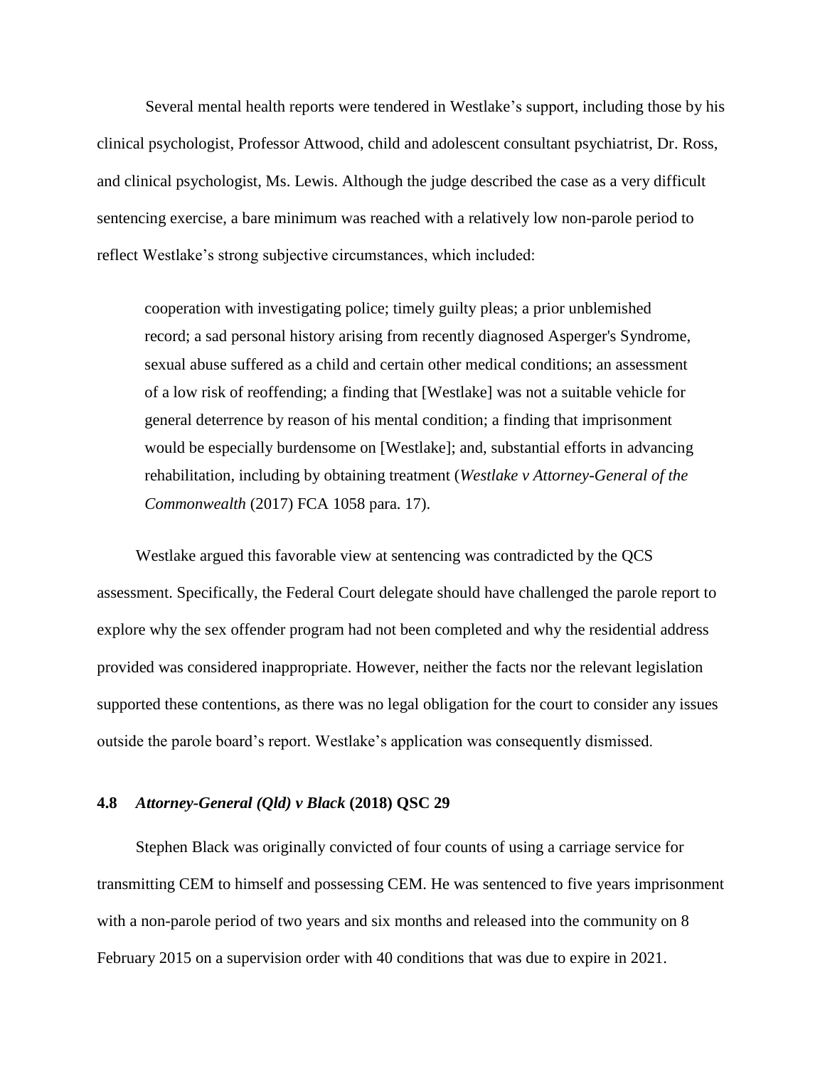Several mental health reports were tendered in Westlake's support, including those by his clinical psychologist, Professor Attwood, child and adolescent consultant psychiatrist, Dr. Ross, and clinical psychologist, Ms. Lewis. Although the judge described the case as a very difficult sentencing exercise, a bare minimum was reached with a relatively low non-parole period to reflect Westlake's strong subjective circumstances, which included:

> cooperation with investigating police; timely guilty pleas; a prior unblemished record; a sad personal history arising from recently diagnosed Asperger's Syndrome, sexual abuse suffered as a child and certain other medical conditions; an assessment of a low risk of reoffending; a finding that [Westlake] was not a suitable vehicle for general deterrence by reason of his mental condition; a finding that imprisonment would be especially burdensome on [Westlake]; and, substantial efforts in advancing rehabilitation, including by obtaining treatment (*Westlake v Attorney-General of the Commonwealth* (2017) FCA 1058 para. 17).

Westlake argued this favorable view at sentencing was contradicted by the QCS assessment. Specifically, the Federal Court delegate should have challenged the parole report to explore why the sex offender program had not been completed and why the residential address provided was considered inappropriate. However, neither the facts nor the relevant legislation supported these contentions, as there was no legal obligation for the court to consider any issues outside the parole board's report. Westlake's application was consequently dismissed.

### 4.8 *Attorney-General (Qld) v Black* (2018) QSC 29

Stephen Black was originally convicted of four counts of using a carriage service for transmitting CEM to himself and possessing CEM. He was sentenced to five years imprisonment with a non-parole period of two years and six months and released into the community on 8 February 2015 on a supervision order with 40 conditions that was due to expire in 2021.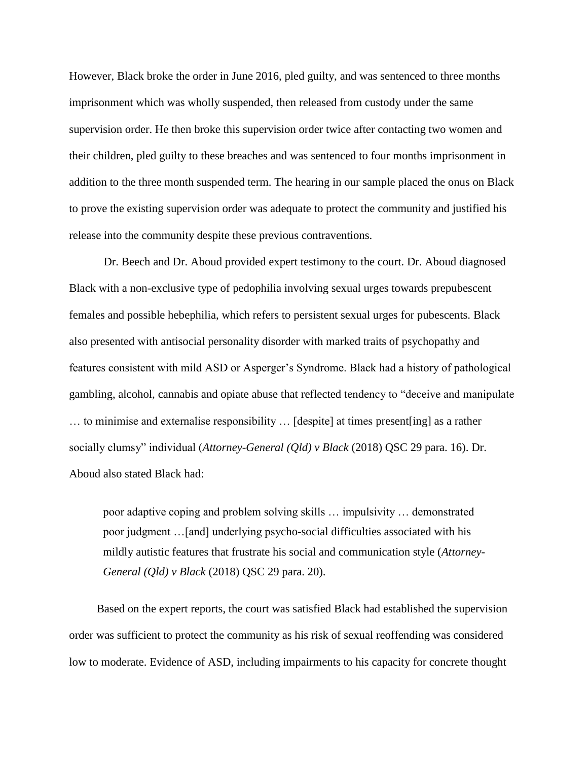However, Black broke the order in June 2016, pled guilty, and was sentenced to three months imprisonment which was wholly suspended, then released from custody under the same supervision order. He then broke this supervision order twice after contacting two women and their children, pled guilty to these breaches and was sentenced to four months imprisonment in addition to the three month suspended term. The hearing in our sample placed the onus on Black to prove the existing supervision order was adequate to protect the community and justified his release into the community despite these previous contraventions.

Dr. Beech and Dr. Aboud provided expert testimony to the court. Dr. Aboud diagnosed Black with a non-exclusive type of pedophilia involving sexual urges towards prepubescent females and possible hebephilia, which refers to persistent sexual urges for pubescents. Black also presented with antisocial personality disorder with marked traits of psychopathy and features consistent with mild ASD or Asperger's Syndrome. Black had a history of pathological gambling, alcohol, cannabis and opiate abuse that reflected tendency to "deceive and manipulate … to minimise and externalise responsibility … [despite] at times present[ing] as a rather socially clumsy" individual (*Attorney-General (Qld) v Black* (2018) QSC 29 para. 16). Dr. Aboud also stated Black had:

> poor adaptive coping and problem solving skills … impulsivity … demonstrated poor judgment …[and] underlying psycho-social difficulties associated with his mildly autistic features that frustrate his social and communication style (*Attorney-General (Qld) v Black* (2018) QSC 29 para. 20).

Based on the expert reports, the court was satisfied Black had established the supervision order was sufficient to protect the community as his risk of sexual reoffending was considered low to moderate. Evidence of ASD, including impairments to his capacity for concrete thought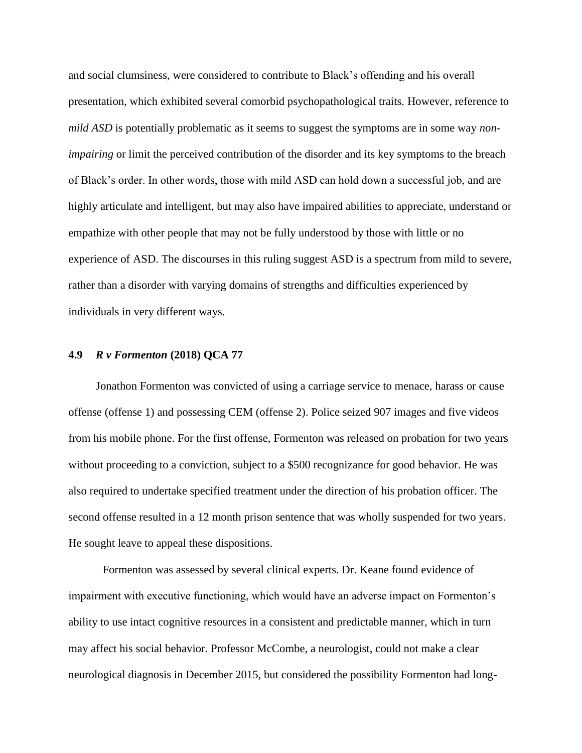and social clumsiness, were considered to contribute to Black's offending and his overall presentation, which exhibited several comorbid psychopathological traits. However, reference to *mild ASD* is potentially problematic as it seems to suggest the symptoms are in some way *non-impairing* or limit the perceived contribution of the disorder and its key symptoms to the breach of Black's order. In other words, those with mild ASD can hold down a successful job, and are highly articulate and intelligent, but may also have impaired abilities to appreciate, understand or empathize with other people that may not be fully understood by those with little or no experience of ASD. The discourses in this ruling suggest ASD is a spectrum from mild to severe, rather than a disorder with varying domains of strengths and difficulties experienced by individuals in very different ways.

### 4.9 *R v Formenton* (2018) QCA 77

Jonathon Formenton was convicted of using a carriage service to menace, harass or cause offense (offense 1) and possessing CEM (offense 2). Police seized 907 images and five videos from his mobile phone. For the first offense, Formenton was released on probation for two years without proceeding to a conviction, subject to a $500 recognizance for good behavior. He was also required to undertake specified treatment under the direction of his probation officer. The second offense resulted in a 12 month prison sentence that was wholly suspended for two years. He sought leave to appeal these dispositions.

Formenton was assessed by several clinical experts. Dr. Keane found evidence of impairment with executive functioning, which would have an adverse impact on Formenton's ability to use intact cognitive resources in a consistent and predictable manner, which in turn may affect his social behavior. Professor McCombe, a neurologist, could not make a clear neurological diagnosis in December 2015, but considered the possibility Formenton had long-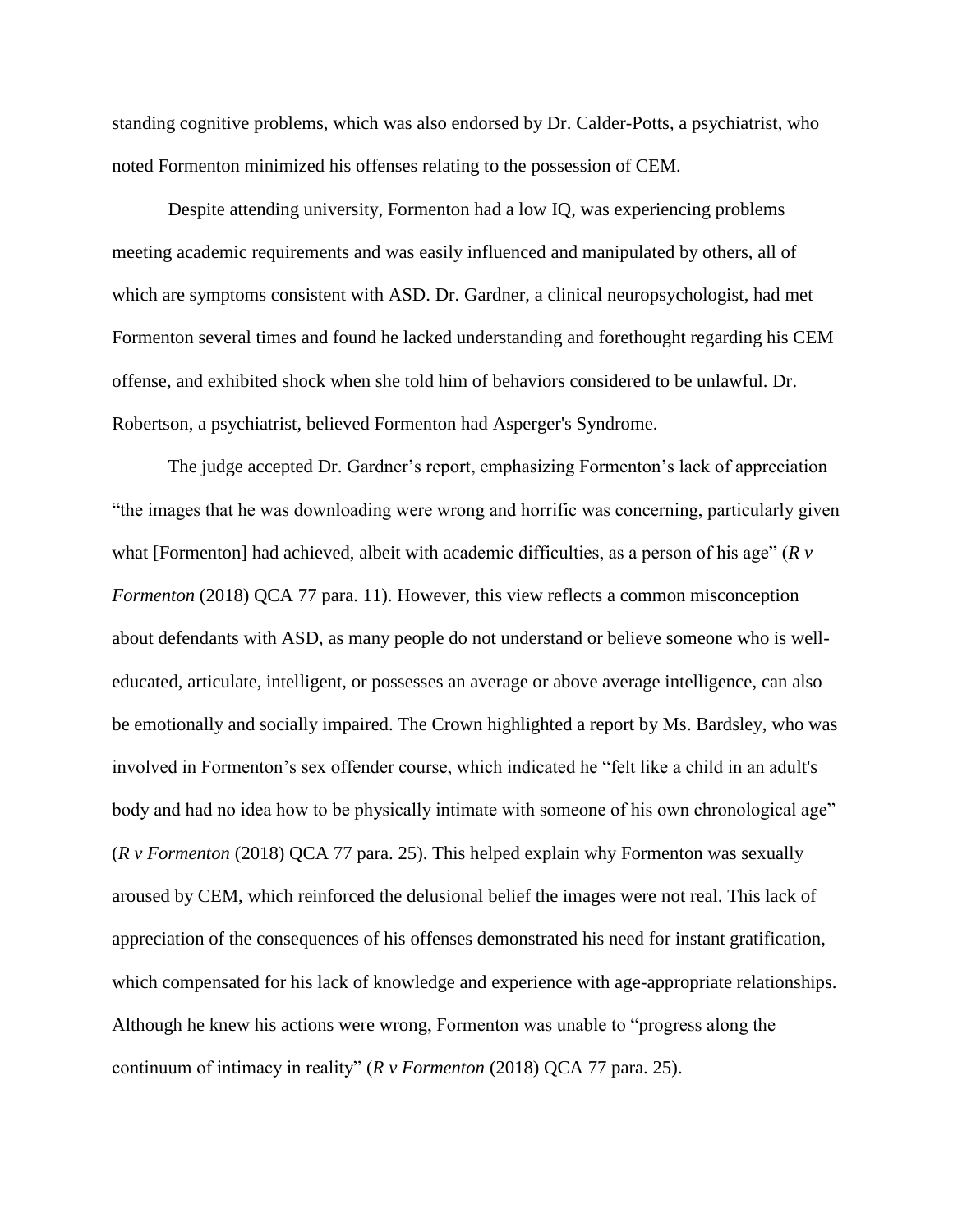standing cognitive problems, which was also endorsed by Dr. Calder-Potts, a psychiatrist, who noted Formenton minimized his offenses relating to the possession of CEM.

Despite attending university, Formenton had a low IQ, was experiencing problems meeting academic requirements and was easily influenced and manipulated by others, all of which are symptoms consistent with ASD. Dr. Gardner, a clinical neuropsychologist, had met Formenton several times and found he lacked understanding and forethought regarding his CEM offense, and exhibited shock when she told him of behaviors considered to be unlawful. Dr. Robertson, a psychiatrist, believed Formenton had Asperger's Syndrome.

The judge accepted Dr. Gardner's report, emphasizing Formenton's lack of appreciation "the images that he was downloading were wrong and horrific was concerning, particularly given what [Formenton] had achieved, albeit with academic difficulties, as a person of his age" (*R v Formenton* (2018) QCA 77 para. 11). However, this view reflects a common misconception about defendants with ASD, as many people do not understand or believe someone who is well-educated, articulate, intelligent, or possesses an average or above average intelligence, can also be emotionally and socially impaired. The Crown highlighted a report by Ms. Bardsley, who was involved in Formenton's sex offender course, which indicated he "felt like a child in an adult's body and had no idea how to be physically intimate with someone of his own chronological age" (*R v Formenton* (2018) QCA 77 para. 25). This helped explain why Formenton was sexually aroused by CEM, which reinforced the delusional belief the images were not real. This lack of appreciation of the consequences of his offenses demonstrated his need for instant gratification, which compensated for his lack of knowledge and experience with age-appropriate relationships. Although he knew his actions were wrong, Formenton was unable to "progress along the continuum of intimacy in reality" (*R v Formenton* (2018) QCA 77 para. 25).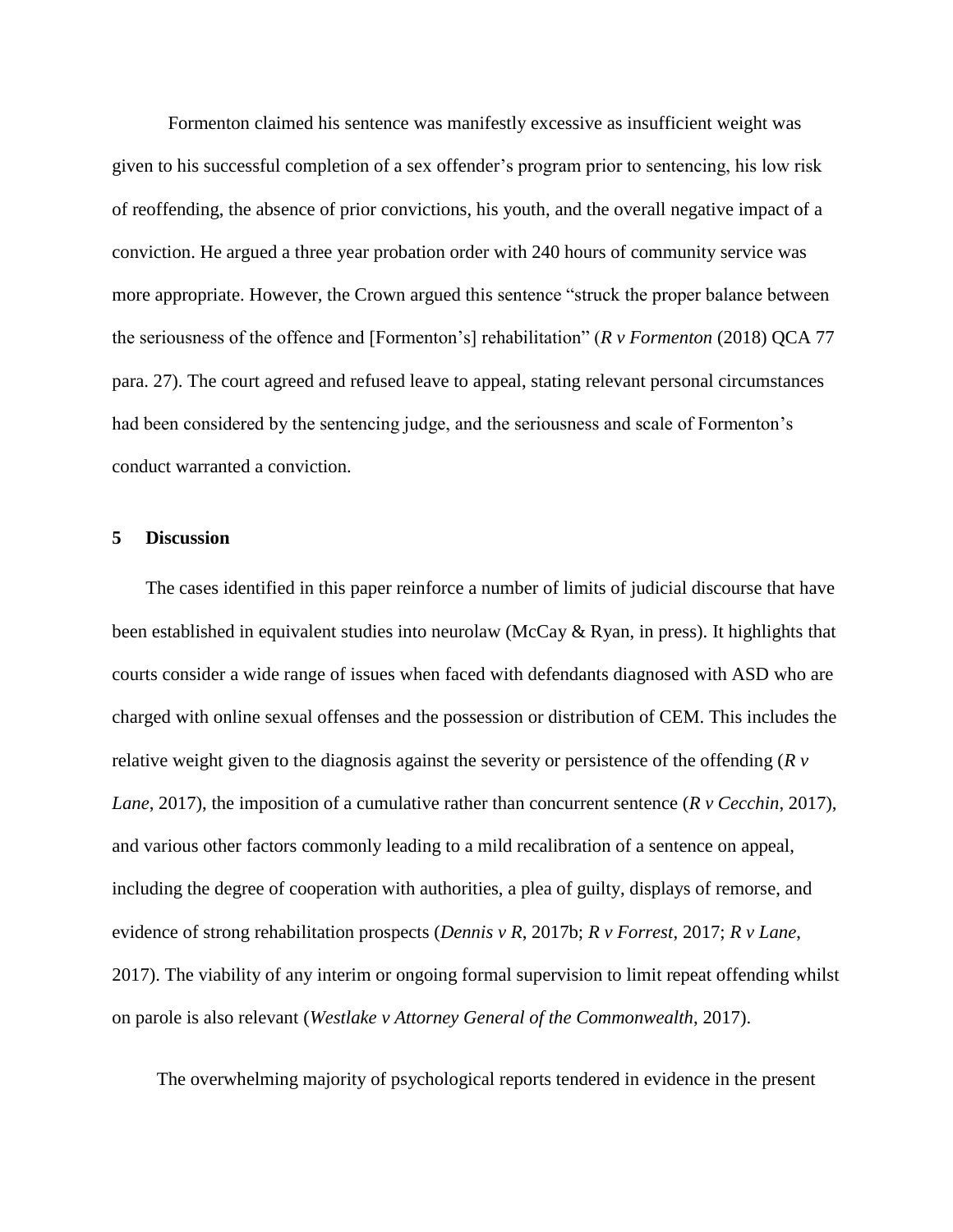Formenton claimed his sentence was manifestly excessive as insufficient weight was given to his successful completion of a sex offender's program prior to sentencing, his low risk of reoffending, the absence of prior convictions, his youth, and the overall negative impact of a conviction. He argued a three year probation order with 240 hours of community service was more appropriate. However, the Crown argued this sentence "struck the proper balance between the seriousness of the offence and [Formenton's] rehabilitation" (*R v Formenton* (2018) QCA 77 para. 27). The court agreed and refused leave to appeal, stating relevant personal circumstances had been considered by the sentencing judge, and the seriousness and scale of Formenton's conduct warranted a conviction.

## 5 Discussion

The cases identified in this paper reinforce a number of limits of judicial discourse that have been established in equivalent studies into neurolaw (McCay & Ryan, in press). It highlights that courts consider a wide range of issues when faced with defendants diagnosed with ASD who are charged with online sexual offenses and the possession or distribution of CEM. This includes the relative weight given to the diagnosis against the severity or persistence of the offending (*R v Lane*, 2017), the imposition of a cumulative rather than concurrent sentence (*R v Cecchin*, 2017), and various other factors commonly leading to a mild recalibration of a sentence on appeal, including the degree of cooperation with authorities, a plea of guilty, displays of remorse, and evidence of strong rehabilitation prospects (*Dennis v R*, 2017b; *R v Forrest*, 2017; *R v Lane*, 2017). The viability of any interim or ongoing formal supervision to limit repeat offending whilst on parole is also relevant (*Westlake v Attorney General of the Commonwealth*, 2017).

The overwhelming majority of psychological reports tendered in evidence in the present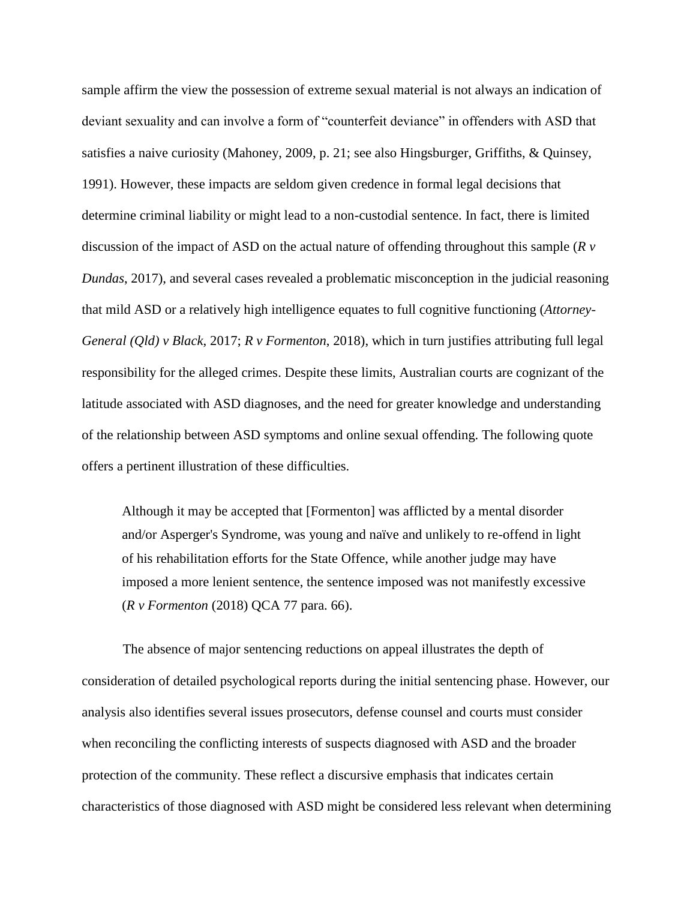sample affirm the view the possession of extreme sexual material is not always an indication of deviant sexuality and can involve a form of "counterfeit deviance" in offenders with ASD that satisfies a naive curiosity (Mahoney, 2009, p. 21; see also Hingsburger, Griffiths, & Quinsey, 1991). However, these impacts are seldom given credence in formal legal decisions that determine criminal liability or might lead to a non-custodial sentence. In fact, there is limited discussion of the impact of ASD on the actual nature of offending throughout this sample (*R v Dundas*, 2017), and several cases revealed a problematic misconception in the judicial reasoning that mild ASD or a relatively high intelligence equates to full cognitive functioning (*Attorney-General (Qld) v Black*, 2017; *R v Formenton*, 2018), which in turn justifies attributing full legal responsibility for the alleged crimes. Despite these limits, Australian courts are cognizant of the latitude associated with ASD diagnoses, and the need for greater knowledge and understanding of the relationship between ASD symptoms and online sexual offending. The following quote offers a pertinent illustration of these difficulties.

> Although it may be accepted that [Formenton] was afflicted by a mental disorder and/or Asperger's Syndrome, was young and naïve and unlikely to re-offend in light of his rehabilitation efforts for the State Offence, while another judge may have imposed a more lenient sentence, the sentence imposed was not manifestly excessive (*R v Formenton* (2018) QCA 77 para. 66).

The absence of major sentencing reductions on appeal illustrates the depth of consideration of detailed psychological reports during the initial sentencing phase. However, our analysis also identifies several issues prosecutors, defense counsel and courts must consider when reconciling the conflicting interests of suspects diagnosed with ASD and the broader protection of the community. These reflect a discursive emphasis that indicates certain characteristics of those diagnosed with ASD might be considered less relevant when determining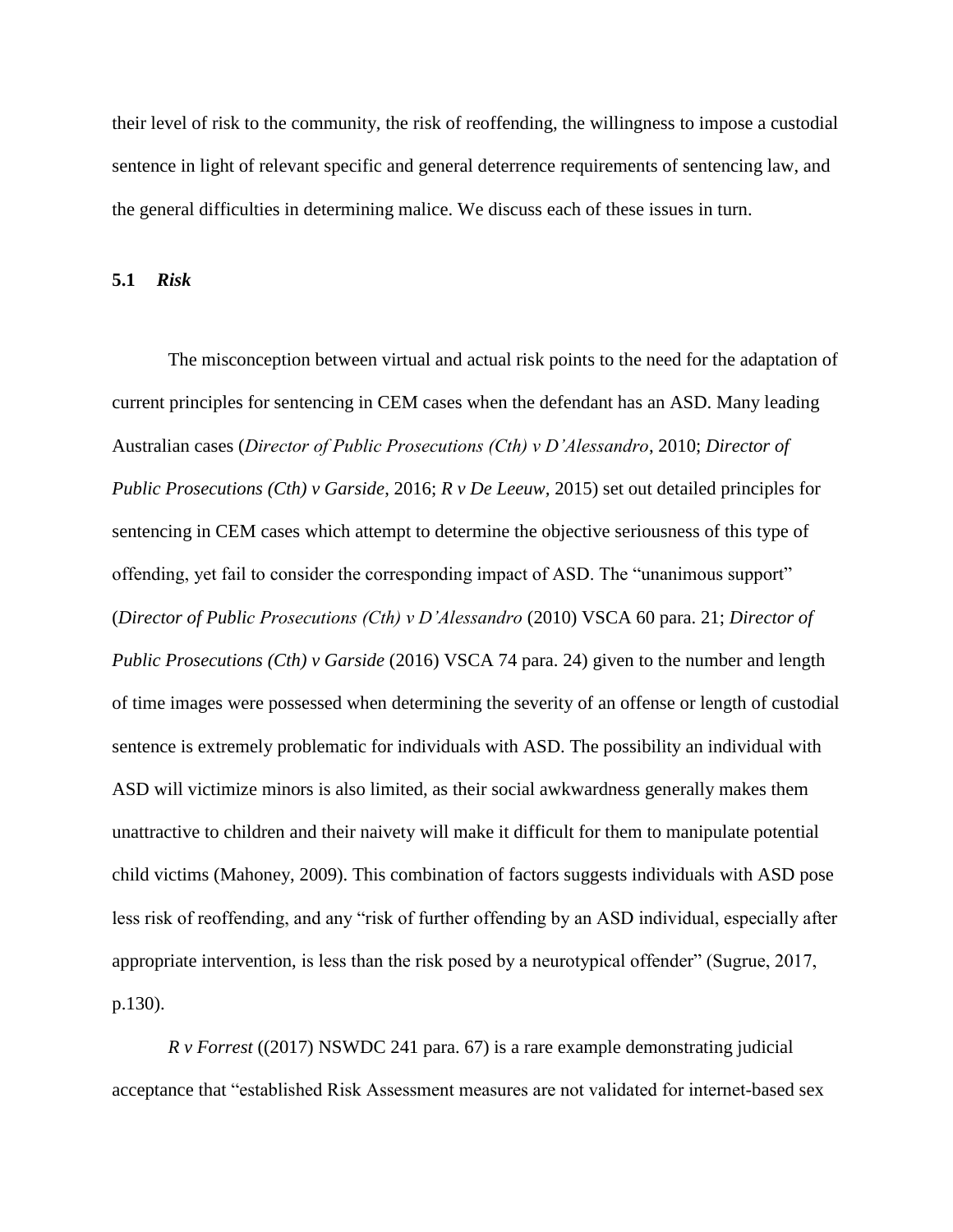their level of risk to the community, the risk of reoffending, the willingness to impose a custodial sentence in light of relevant specific and general deterrence requirements of sentencing law, and the general difficulties in determining malice. We discuss each of these issues in turn.

### 5.1 *Risk*

The misconception between virtual and actual risk points to the need for the adaptation of current principles for sentencing in CEM cases when the defendant has an ASD. Many leading Australian cases (*Director of Public Prosecutions (Cth) v D'Alessandro*, 2010; *Director of Public Prosecutions (Cth) v Garside*, 2016; *R v De Leeuw,* 2015) set out detailed principles for sentencing in CEM cases which attempt to determine the objective seriousness of this type of offending, yet fail to consider the corresponding impact of ASD. The "unanimous support" (*Director of Public Prosecutions (Cth) v D'Alessandro* (2010) VSCA 60 para. 21; *Director of Public Prosecutions (Cth) v Garside* (2016) VSCA 74 para. 24) given to the number and length of time images were possessed when determining the severity of an offense or length of custodial sentence is extremely problematic for individuals with ASD. The possibility an individual with ASD will victimize minors is also limited, as their social awkwardness generally makes them unattractive to children and their naivety will make it difficult for them to manipulate potential child victims (Mahoney, 2009). This combination of factors suggests individuals with ASD pose less risk of reoffending, and any "risk of further offending by an ASD individual, especially after appropriate intervention, is less than the risk posed by a neurotypical offender" (Sugrue, 2017, p.130).

*R v Forrest* ((2017) NSWDC 241 para. 67) is a rare example demonstrating judicial acceptance that "established Risk Assessment measures are not validated for internet-based sex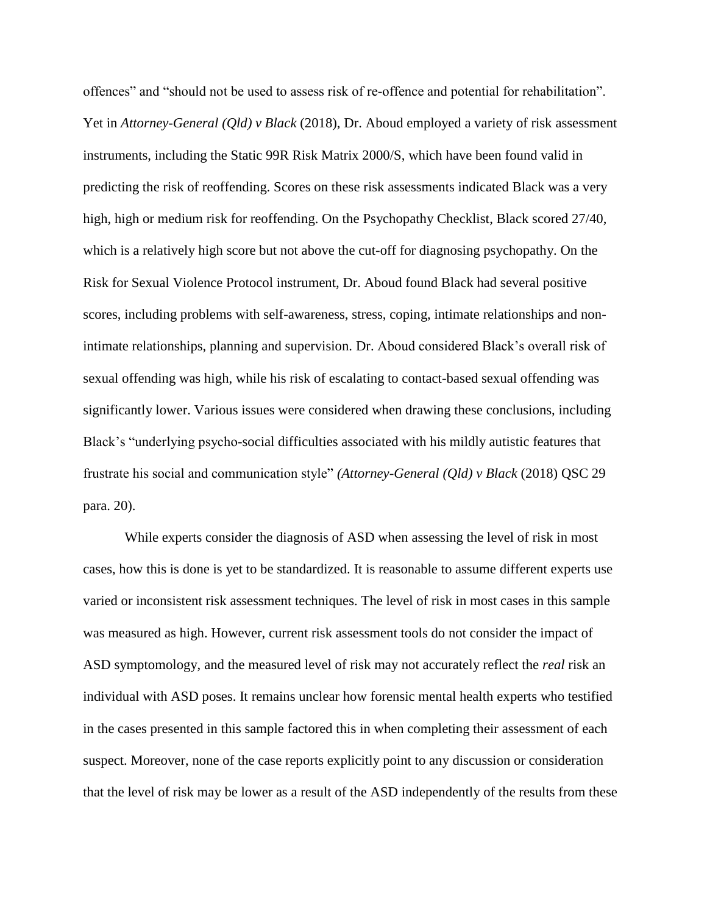offences” and “should not be used to assess risk of re-offence and potential for rehabilitation”. Yet in *Attorney-General (Qld) v Black* (2018), Dr. Aboud employed a variety of risk assessment instruments, including the Static 99R Risk Matrix 2000/S, which have been found valid in predicting the risk of reoffending. Scores on these risk assessments indicated Black was a very high, high or medium risk for reoffending. On the Psychopathy Checklist, Black scored 27/40, which is a relatively high score but not above the cut-off for diagnosing psychopathy. On the Risk for Sexual Violence Protocol instrument, Dr. Aboud found Black had several positive scores, including problems with self-awareness, stress, coping, intimate relationships and non-intimate relationships, planning and supervision. Dr. Aboud considered Black’s overall risk of sexual offending was high, while his risk of escalating to contact-based sexual offending was significantly lower. Various issues were considered when drawing these conclusions, including Black’s “underlying psycho-social difficulties associated with his mildly autistic features that frustrate his social and communication style” *(Attorney-General (Qld) v Black* (2018) QSC 29 para. 20).

While experts consider the diagnosis of ASD when assessing the level of risk in most cases, how this is done is yet to be standardized. It is reasonable to assume different experts use varied or inconsistent risk assessment techniques. The level of risk in most cases in this sample was measured as high. However, current risk assessment tools do not consider the impact of ASD symptomology, and the measured level of risk may not accurately reflect the *real* risk an individual with ASD poses. It remains unclear how forensic mental health experts who testified in the cases presented in this sample factored this in when completing their assessment of each suspect. Moreover, none of the case reports explicitly point to any discussion or consideration that the level of risk may be lower as a result of the ASD independently of the results from these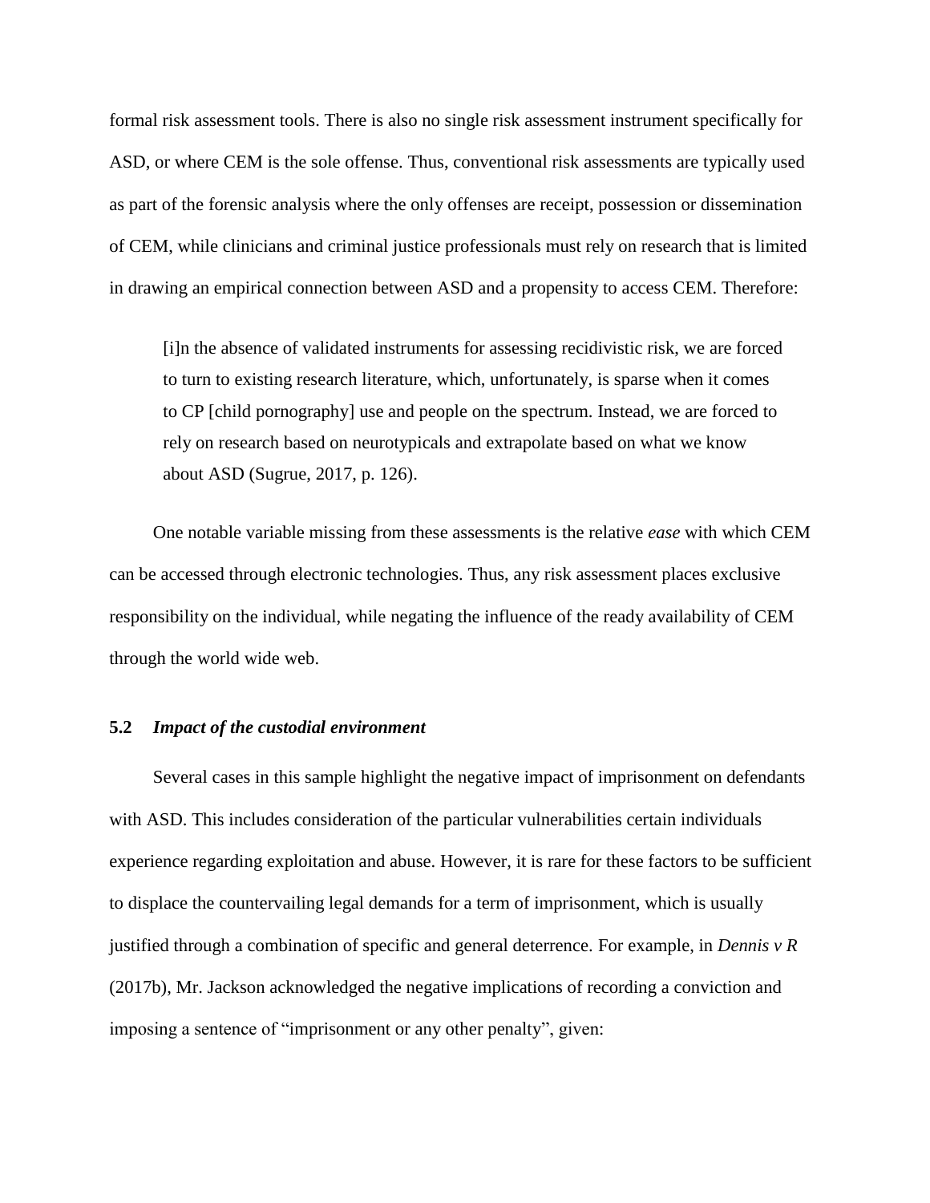formal risk assessment tools. There is also no single risk assessment instrument specifically for ASD, or where CEM is the sole offense. Thus, conventional risk assessments are typically used as part of the forensic analysis where the only offenses are receipt, possession or dissemination of CEM, while clinicians and criminal justice professionals must rely on research that is limited in drawing an empirical connection between ASD and a propensity to access CEM. Therefore:

> [i]n the absence of validated instruments for assessing recidivistic risk, we are forced to turn to existing research literature, which, unfortunately, is sparse when it comes to CP [child pornography] use and people on the spectrum. Instead, we are forced to rely on research based on neurotypicals and extrapolate based on what we know about ASD (Sugrue, 2017, p. 126).

One notable variable missing from these assessments is the relative *ease* with which CEM can be accessed through electronic technologies. Thus, any risk assessment places exclusive responsibility on the individual, while negating the influence of the ready availability of CEM through the world wide web.

### 5.2 *Impact of the custodial environment*

Several cases in this sample highlight the negative impact of imprisonment on defendants with ASD. This includes consideration of the particular vulnerabilities certain individuals experience regarding exploitation and abuse. However, it is rare for these factors to be sufficient to displace the countervailing legal demands for a term of imprisonment, which is usually justified through a combination of specific and general deterrence. For example, in *Dennis v R* (2017b), Mr. Jackson acknowledged the negative implications of recording a conviction and imposing a sentence of "imprisonment or any other penalty", given: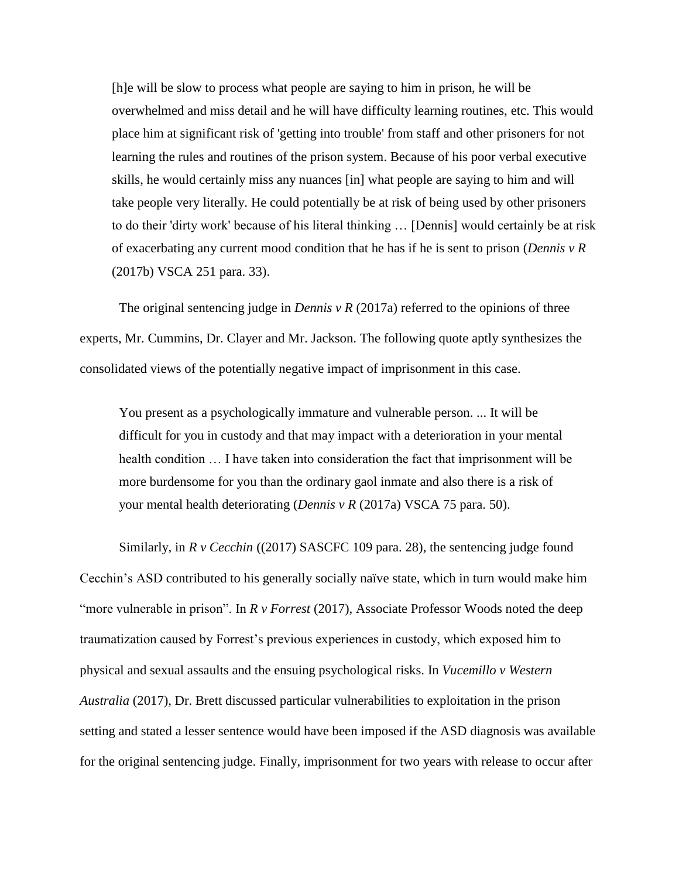> [h]e will be slow to process what people are saying to him in prison, he will be overwhelmed and miss detail and he will have difficulty learning routines, etc. This would place him at significant risk of 'getting into trouble' from staff and other prisoners for not learning the rules and routines of the prison system. Because of his poor verbal executive skills, he would certainly miss any nuances [in] what people are saying to him and will take people very literally. He could potentially be at risk of being used by other prisoners to do their 'dirty work' because of his literal thinking … [Dennis] would certainly be at risk of exacerbating any current mood condition that he has if he is sent to prison (*Dennis v R* (2017b) VSCA 251 para. 33).

The original sentencing judge in *Dennis v R* (2017a) referred to the opinions of three experts, Mr. Cummins, Dr. Clayer and Mr. Jackson. The following quote aptly synthesizes the consolidated views of the potentially negative impact of imprisonment in this case.

> You present as a psychologically immature and vulnerable person. ... It will be difficult for you in custody and that may impact with a deterioration in your mental health condition … I have taken into consideration the fact that imprisonment will be more burdensome for you than the ordinary gaol inmate and also there is a risk of your mental health deteriorating (*Dennis v R* (2017a) VSCA 75 para. 50).

Similarly, in *R v Cecchin* ((2017) SASCFC 109 para. 28), the sentencing judge found Cecchin's ASD contributed to his generally socially naïve state, which in turn would make him "more vulnerable in prison". In *R v Forrest* (2017), Associate Professor Woods noted the deep traumatization caused by Forrest's previous experiences in custody, which exposed him to physical and sexual assaults and the ensuing psychological risks. In *Vucemillo v Western Australia* (2017), Dr. Brett discussed particular vulnerabilities to exploitation in the prison setting and stated a lesser sentence would have been imposed if the ASD diagnosis was available for the original sentencing judge. Finally, imprisonment for two years with release to occur after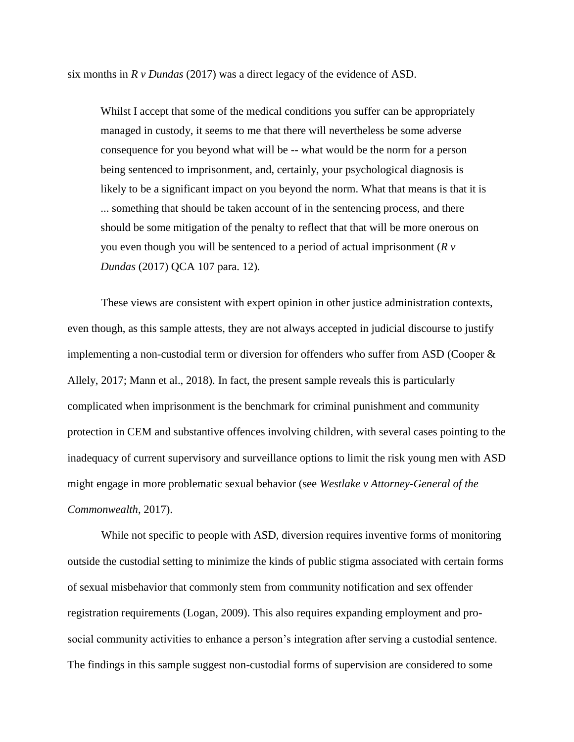six months in *R v Dundas* (2017) was a direct legacy of the evidence of ASD.

> Whilst I accept that some of the medical conditions you suffer can be appropriately managed in custody, it seems to me that there will nevertheless be some adverse consequence for you beyond what will be -- what would be the norm for a person being sentenced to imprisonment, and, certainly, your psychological diagnosis is likely to be a significant impact on you beyond the norm. What that means is that it is ... something that should be taken account of in the sentencing process, and there should be some mitigation of the penalty to reflect that that will be more onerous on you even though you will be sentenced to a period of actual imprisonment (*R v Dundas* (2017) QCA 107 para. 12).

These views are consistent with expert opinion in other justice administration contexts, even though, as this sample attests, they are not always accepted in judicial discourse to justify implementing a non-custodial term or diversion for offenders who suffer from ASD (Cooper & Allely, 2017; Mann et al., 2018). In fact, the present sample reveals this is particularly complicated when imprisonment is the benchmark for criminal punishment and community protection in CEM and substantive offences involving children, with several cases pointing to the inadequacy of current supervisory and surveillance options to limit the risk young men with ASD might engage in more problematic sexual behavior (see *Westlake v Attorney-General of the Commonwealth*, 2017).

While not specific to people with ASD, diversion requires inventive forms of monitoring outside the custodial setting to minimize the kinds of public stigma associated with certain forms of sexual misbehavior that commonly stem from community notification and sex offender registration requirements (Logan, 2009). This also requires expanding employment and pro-social community activities to enhance a person's integration after serving a custodial sentence. The findings in this sample suggest non-custodial forms of supervision are considered to some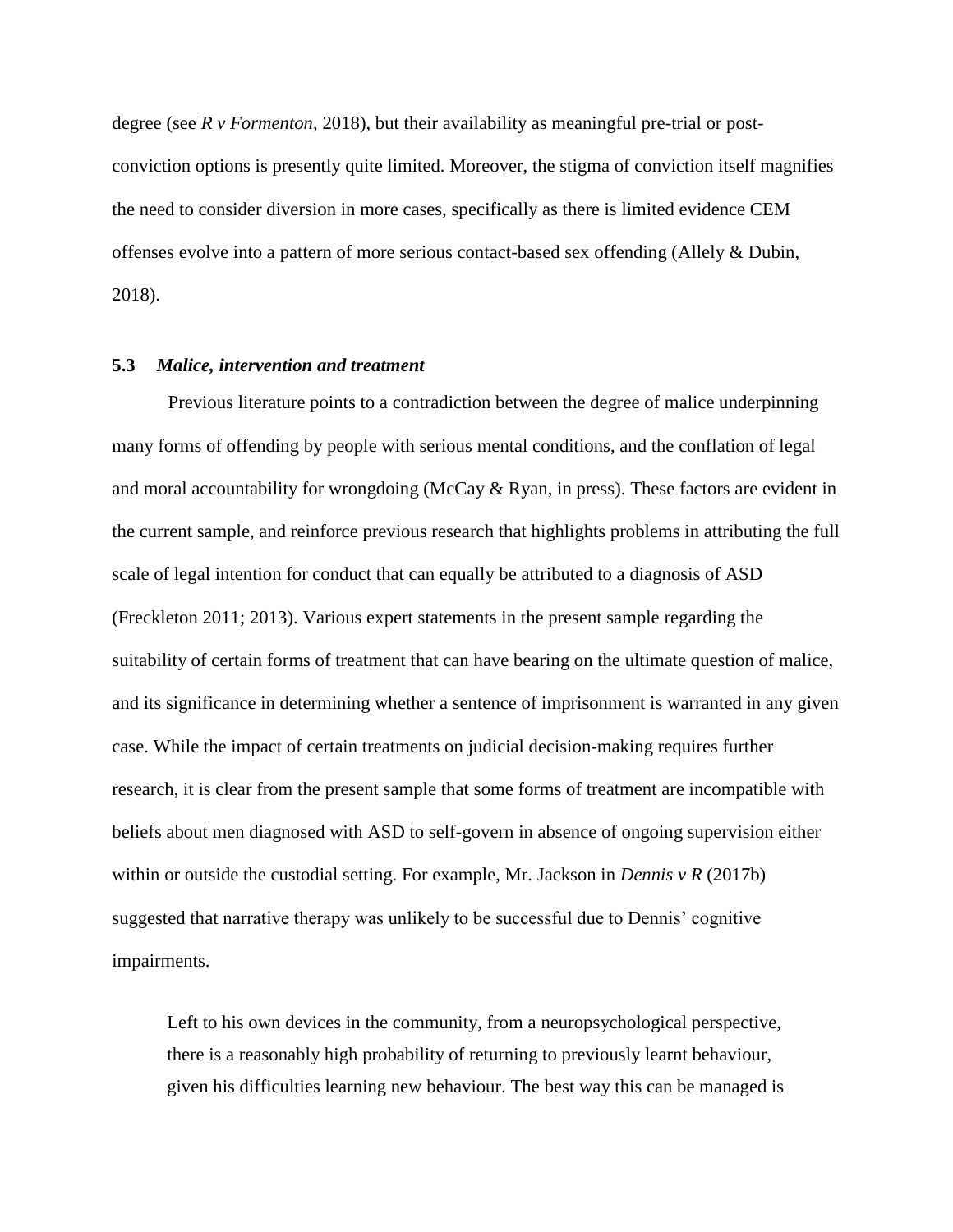degree (see *R v Formenton*, 2018), but their availability as meaningful pre-trial or post-conviction options is presently quite limited. Moreover, the stigma of conviction itself magnifies the need to consider diversion in more cases, specifically as there is limited evidence CEM offenses evolve into a pattern of more serious contact-based sex offending (Allely & Dubin, 2018).

### 5.3 *Malice, intervention and treatment*

Previous literature points to a contradiction between the degree of malice underpinning many forms of offending by people with serious mental conditions, and the conflation of legal and moral accountability for wrongdoing (McCay & Ryan, in press). These factors are evident in the current sample, and reinforce previous research that highlights problems in attributing the full scale of legal intention for conduct that can equally be attributed to a diagnosis of ASD (Freckleton 2011; 2013). Various expert statements in the present sample regarding the suitability of certain forms of treatment that can have bearing on the ultimate question of malice, and its significance in determining whether a sentence of imprisonment is warranted in any given case. While the impact of certain treatments on judicial decision-making requires further research, it is clear from the present sample that some forms of treatment are incompatible with beliefs about men diagnosed with ASD to self-govern in absence of ongoing supervision either within or outside the custodial setting. For example, Mr. Jackson in *Dennis v R* (2017b) suggested that narrative therapy was unlikely to be successful due to Dennis' cognitive impairments.

> Left to his own devices in the community, from a neuropsychological perspective, there is a reasonably high probability of returning to previously learnt behaviour, given his difficulties learning new behaviour. The best way this can be managed is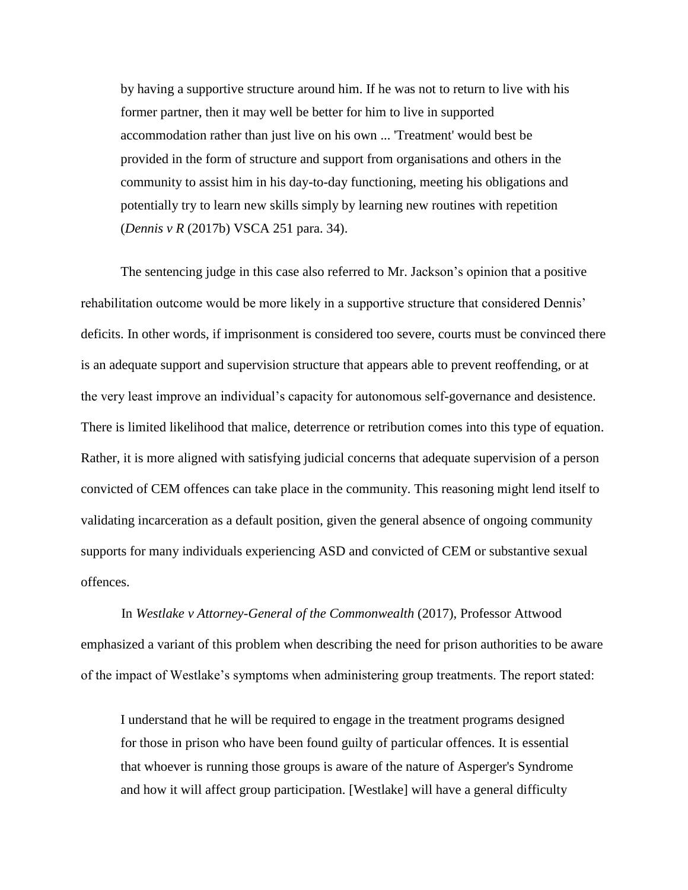> by having a supportive structure around him. If he was not to return to live with his former partner, then it may well be better for him to live in supported accommodation rather than just live on his own ... 'Treatment' would best be provided in the form of structure and support from organisations and others in the community to assist him in his day-to-day functioning, meeting his obligations and potentially try to learn new skills simply by learning new routines with repetition (*Dennis v R* (2017b) VSCA 251 para. 34).

The sentencing judge in this case also referred to Mr. Jackson's opinion that a positive rehabilitation outcome would be more likely in a supportive structure that considered Dennis' deficits. In other words, if imprisonment is considered too severe, courts must be convinced there is an adequate support and supervision structure that appears able to prevent reoffending, or at the very least improve an individual's capacity for autonomous self-governance and desistence. There is limited likelihood that malice, deterrence or retribution comes into this type of equation. Rather, it is more aligned with satisfying judicial concerns that adequate supervision of a person convicted of CEM offences can take place in the community. This reasoning might lend itself to validating incarceration as a default position, given the general absence of ongoing community supports for many individuals experiencing ASD and convicted of CEM or substantive sexual offences.

In *Westlake v Attorney-General of the Commonwealth* (2017), Professor Attwood emphasized a variant of this problem when describing the need for prison authorities to be aware of the impact of Westlake's symptoms when administering group treatments. The report stated:

> I understand that he will be required to engage in the treatment programs designed for those in prison who have been found guilty of particular offences. It is essential that whoever is running those groups is aware of the nature of Asperger's Syndrome and how it will affect group participation. [Westlake] will have a general difficulty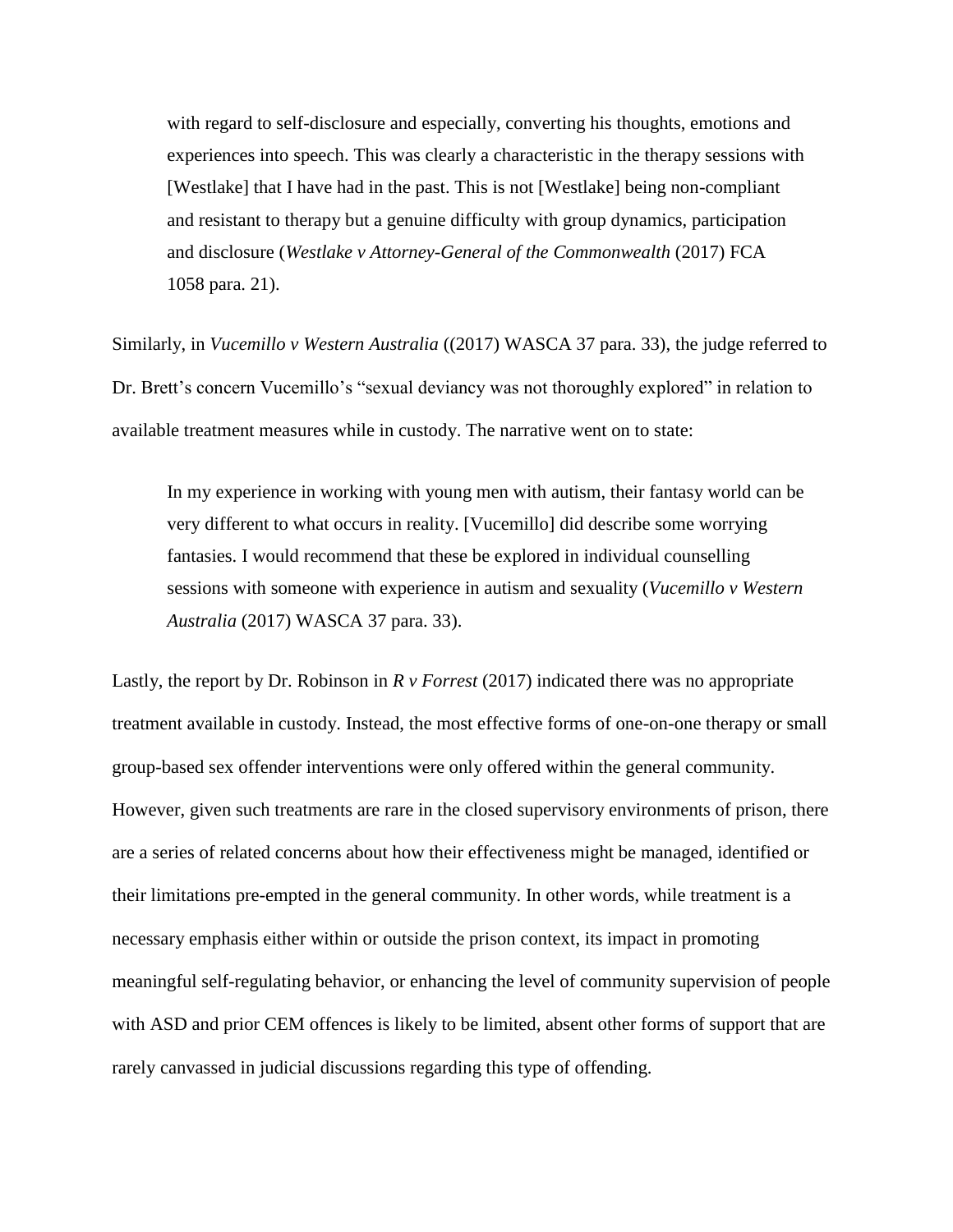> with regard to self-disclosure and especially, converting his thoughts, emotions and experiences into speech. This was clearly a characteristic in the therapy sessions with [Westlake] that I have had in the past. This is not [Westlake] being non-compliant and resistant to therapy but a genuine difficulty with group dynamics, participation and disclosure (*Westlake v Attorney-General of the Commonwealth* (2017) FCA 1058 para. 21).

Similarly, in *Vucemillo v Western Australia* ((2017) WASCA 37 para. 33), the judge referred to Dr. Brett's concern Vucemillo's "sexual deviancy was not thoroughly explored" in relation to available treatment measures while in custody. The narrative went on to state:

> In my experience in working with young men with autism, their fantasy world can be very different to what occurs in reality. [Vucemillo] did describe some worrying fantasies. I would recommend that these be explored in individual counselling sessions with someone with experience in autism and sexuality (*Vucemillo v Western Australia* (2017) WASCA 37 para. 33).

Lastly, the report by Dr. Robinson in *R v Forrest* (2017) indicated there was no appropriate treatment available in custody. Instead, the most effective forms of one-on-one therapy or small group-based sex offender interventions were only offered within the general community. However, given such treatments are rare in the closed supervisory environments of prison, there are a series of related concerns about how their effectiveness might be managed, identified or their limitations pre-empted in the general community. In other words, while treatment is a necessary emphasis either within or outside the prison context, its impact in promoting meaningful self-regulating behavior, or enhancing the level of community supervision of people with ASD and prior CEM offences is likely to be limited, absent other forms of support that are rarely canvassed in judicial discussions regarding this type of offending.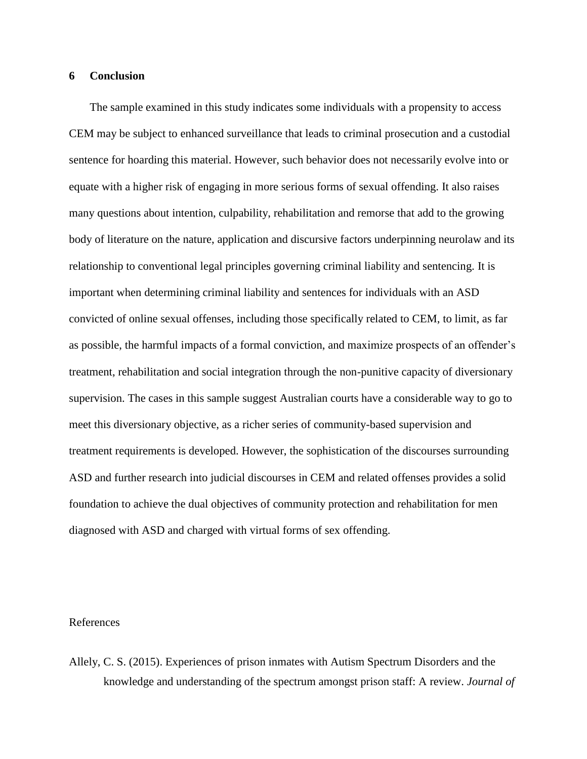## 6 Conclusion

The sample examined in this study indicates some individuals with a propensity to access CEM may be subject to enhanced surveillance that leads to criminal prosecution and a custodial sentence for hoarding this material. However, such behavior does not necessarily evolve into or equate with a higher risk of engaging in more serious forms of sexual offending. It also raises many questions about intention, culpability, rehabilitation and remorse that add to the growing body of literature on the nature, application and discursive factors underpinning neurolaw and its relationship to conventional legal principles governing criminal liability and sentencing. It is important when determining criminal liability and sentences for individuals with an ASD convicted of online sexual offenses, including those specifically related to CEM, to limit, as far as possible, the harmful impacts of a formal conviction, and maximize prospects of an offender's treatment, rehabilitation and social integration through the non-punitive capacity of diversionary supervision. The cases in this sample suggest Australian courts have a considerable way to go to meet this diversionary objective, as a richer series of community-based supervision and treatment requirements is developed. However, the sophistication of the discourses surrounding ASD and further research into judicial discourses in CEM and related offenses provides a solid foundation to achieve the dual objectives of community protection and rehabilitation for men diagnosed with ASD and charged with virtual forms of sex offending.

References

Allely, C. S. (2015). Experiences of prison inmates with Autism Spectrum Disorders and the knowledge and understanding of the spectrum amongst prison staff: A review. *Journal of*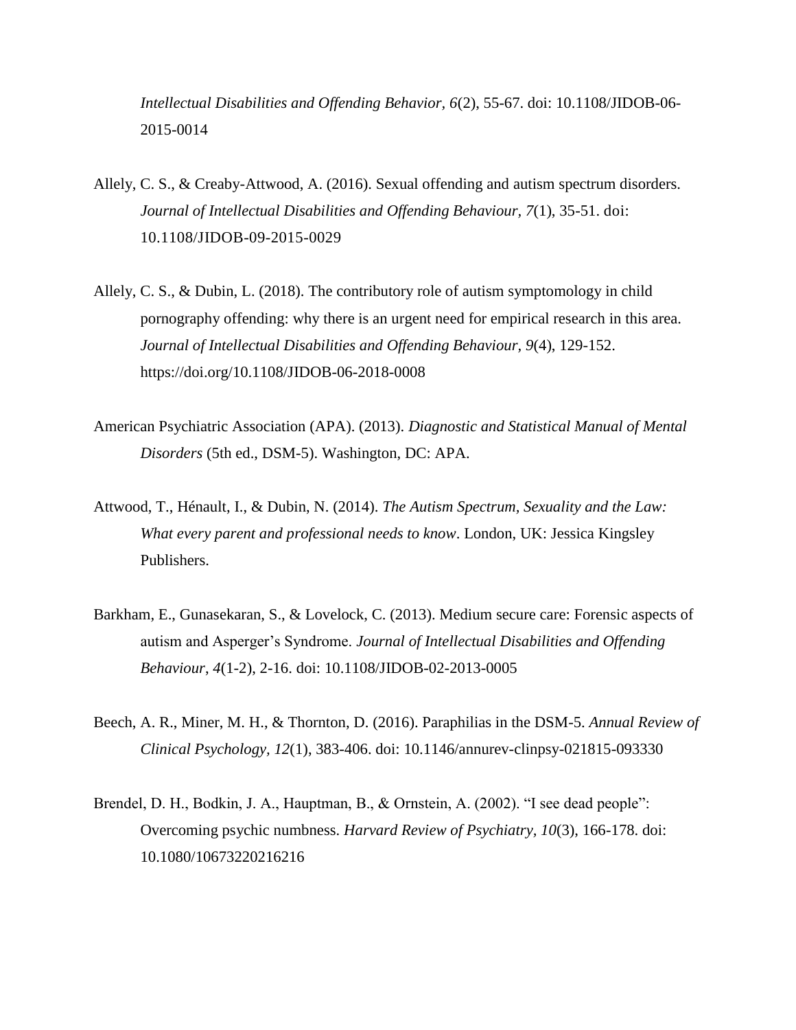*Intellectual Disabilities and Offending Behavior*, *6*(2), 55-67. doi: 10.1108/JIDOB-06-2015-0014

Allely, C. S., & Creaby-Attwood, A. (2016). Sexual offending and autism spectrum disorders. *Journal of Intellectual Disabilities and Offending Behaviour, 7*(1), 35-51. doi: 10.1108/JIDOB-09-2015-0029

Allely, C. S., & Dubin, L. (2018). The contributory role of autism symptomology in child pornography offending: why there is an urgent need for empirical research in this area. *Journal of Intellectual Disabilities and Offending Behaviour*, *9*(4), 129-152. https://doi.org/10.1108/JIDOB-06-2018-0008

American Psychiatric Association (APA). (2013). *Diagnostic and Statistical Manual of Mental Disorders* (5th ed., DSM-5). Washington, DC: APA.

Attwood, T., Hénault, I., & Dubin, N. (2014). *The Autism Spectrum, Sexuality and the Law: What every parent and professional needs to know*. London, UK: Jessica Kingsley Publishers.

Barkham, E., Gunasekaran, S., & Lovelock, C. (2013). Medium secure care: Forensic aspects of autism and Asperger's Syndrome. *Journal of Intellectual Disabilities and Offending Behaviour*, *4*(1-2), 2-16. doi: 10.1108/JIDOB-02-2013-0005

Beech, A. R., Miner, M. H., & Thornton, D. (2016). Paraphilias in the DSM-5. *Annual Review of Clinical Psychology, 12*(1), 383-406. doi: 10.1146/annurev-clinpsy-021815-093330

Brendel, D. H., Bodkin, J. A., Hauptman, B., & Ornstein, A. (2002). "I see dead people": Overcoming psychic numbness. *Harvard Review of Psychiatry, 10*(3), 166-178. doi: 10.1080/10673220216216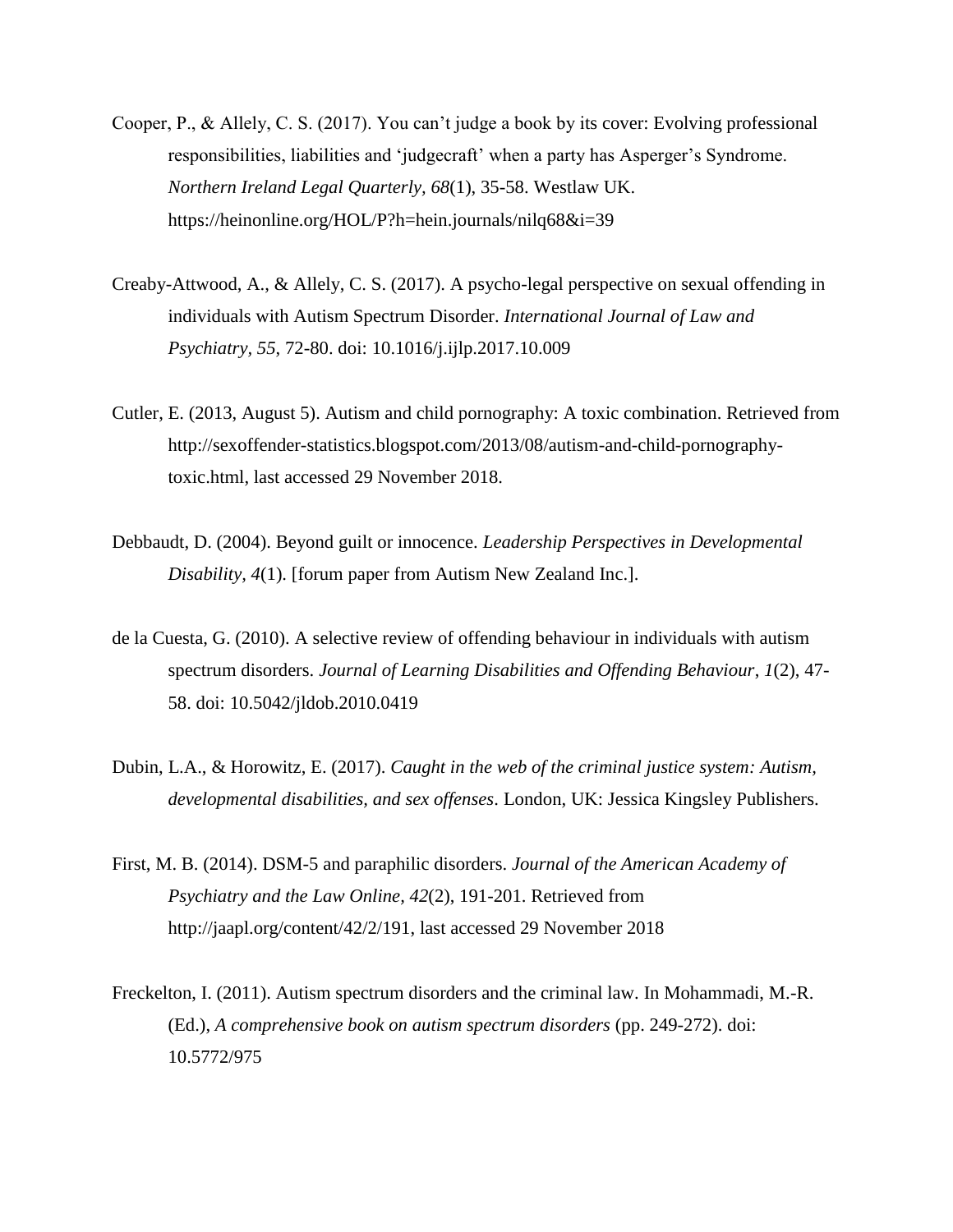Cooper, P., & Allely, C. S. (2017). You can’t judge a book by its cover: Evolving professional responsibilities, liabilities and ‘judgecraft’ when a party has Asperger’s Syndrome. *Northern Ireland Legal Quarterly, 68*(1), 35-58. Westlaw UK. https://heinonline.org/HOL/P?h=hein.journals/nilq68&i=39

Creaby-Attwood, A., & Allely, C. S. (2017). A psycho-legal perspective on sexual offending in individuals with Autism Spectrum Disorder. *International Journal of Law and Psychiatry, 55*, 72-80. doi: 10.1016/j.ijlp.2017.10.009

Cutler, E. (2013, August 5). Autism and child pornography: A toxic combination. Retrieved from http://sexoffender-statistics.blogspot.com/2013/08/autism-and-child-pornography-toxic.html, last accessed 29 November 2018.

Debbaudt, D. (2004). Beyond guilt or innocence. *Leadership Perspectives in Developmental Disability, 4*(1). [forum paper from Autism New Zealand Inc.].

de la Cuesta, G. (2010). A selective review of offending behaviour in individuals with autism spectrum disorders. *Journal of Learning Disabilities and Offending Behaviour*, *1*(2), 47-58. doi: 10.5042/jldob.2010.0419

Dubin, L.A., & Horowitz, E. (2017). *Caught in the web of the criminal justice system: Autism, developmental disabilities, and sex offenses*. London, UK: Jessica Kingsley Publishers.

First, M. B. (2014). DSM-5 and paraphilic disorders. *Journal of the American Academy of Psychiatry and the Law Online, 42*(2), 191-201. Retrieved from http://jaapl.org/content/42/2/191, last accessed 29 November 2018

Freckelton, I. (2011). Autism spectrum disorders and the criminal law. In Mohammadi, M.-R. (Ed.), *A comprehensive book on autism spectrum disorders* (pp. 249-272). doi: 10.5772/975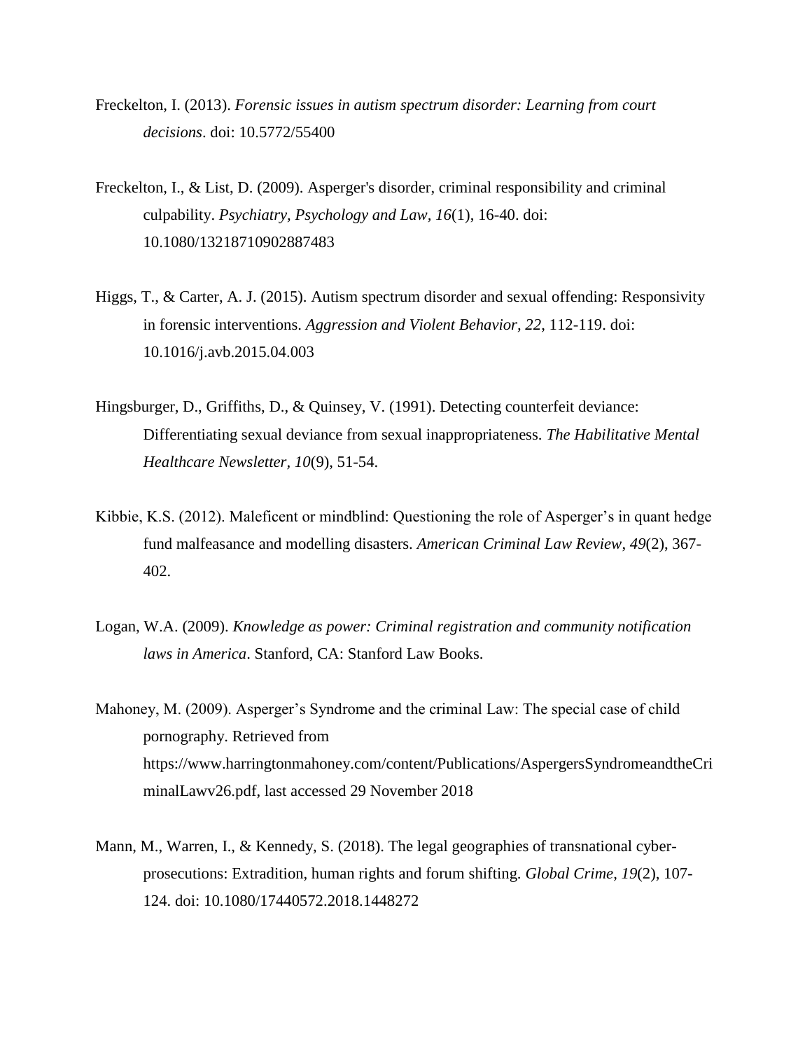Freckelton, I. (2013). *Forensic issues in autism spectrum disorder: Learning from court decisions*. doi: 10.5772/55400

Freckelton, I., & List, D. (2009). Asperger's disorder, criminal responsibility and criminal culpability. *Psychiatry, Psychology and Law*, *16*(1), 16-40. doi: 10.1080/13218710902887483

Higgs, T., & Carter, A. J. (2015). Autism spectrum disorder and sexual offending: Responsivity in forensic interventions. *Aggression and Violent Behavior, 22*, 112-119. doi: 10.1016/j.avb.2015.04.003

Hingsburger, D., Griffiths, D., & Quinsey, V. (1991). Detecting counterfeit deviance: Differentiating sexual deviance from sexual inappropriateness. *The Habilitative Mental Healthcare Newsletter, 10*(9), 51-54.

Kibbie, K.S. (2012). Maleficent or mindblind: Questioning the role of Asperger's in quant hedge fund malfeasance and modelling disasters. *American Criminal Law Review*, *49*(2), 367-402.

Logan, W.A. (2009). *Knowledge as power: Criminal registration and community notification laws in America*. Stanford, CA: Stanford Law Books.

Mahoney, M. (2009). Asperger's Syndrome and the criminal Law: The special case of child pornography. Retrieved from https://www.harringtonmahoney.com/content/Publications/AspergersSyndromeandtheCriminalLawv26.pdf, last accessed 29 November 2018

Mann, M., Warren, I., & Kennedy, S. (2018). The legal geographies of transnational cyber-prosecutions: Extradition, human rights and forum shifting. *Global Crime*, *19*(2), 107-124. doi: 10.1080/17440572.2018.1448272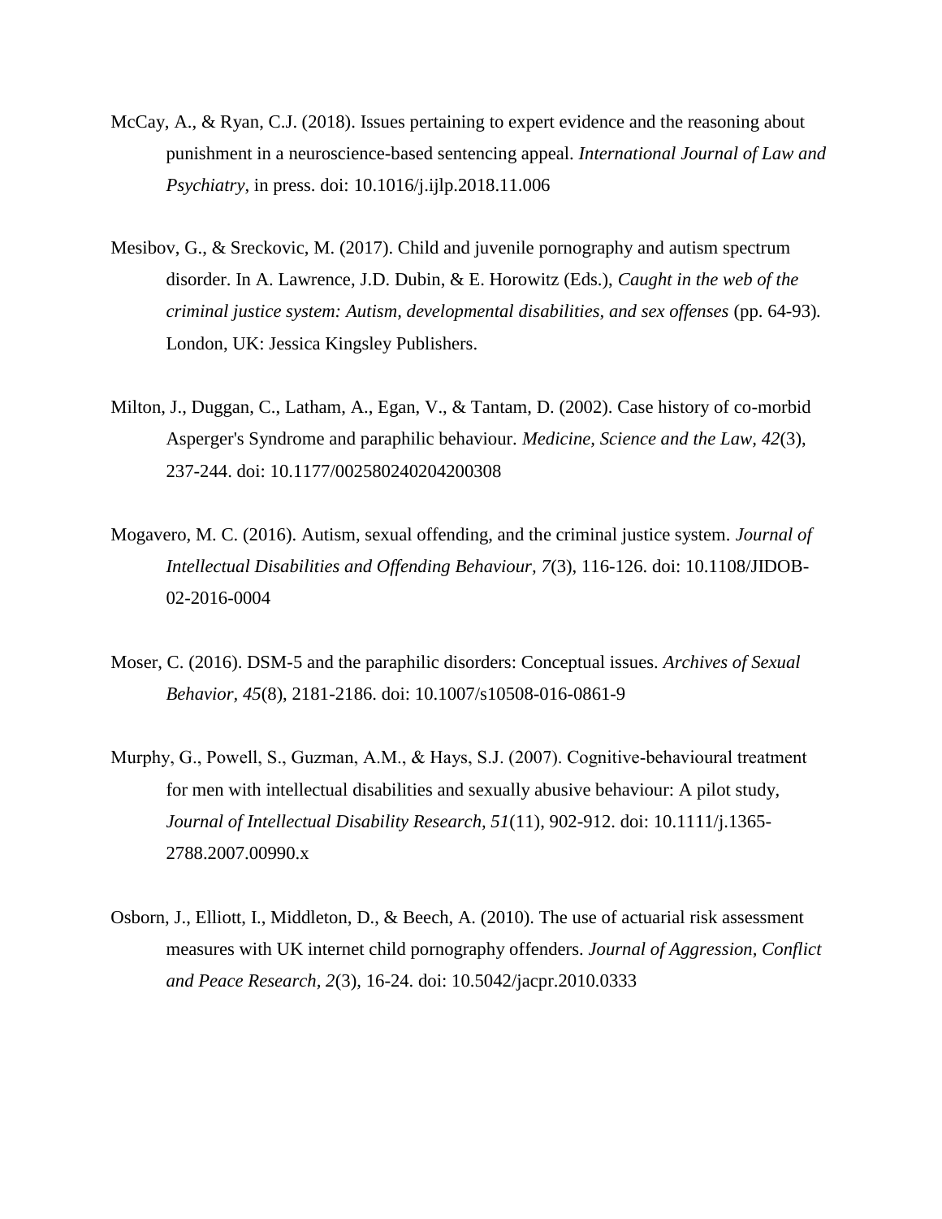McCay, A., & Ryan, C.J. (2018). Issues pertaining to expert evidence and the reasoning about punishment in a neuroscience-based sentencing appeal. *International Journal of Law and Psychiatry*, in press. doi: 10.1016/j.ijlp.2018.11.006

Mesibov, G., & Sreckovic, M. (2017). Child and juvenile pornography and autism spectrum disorder. In A. Lawrence, J.D. Dubin, & E. Horowitz (Eds.), *Caught in the web of the criminal justice system: Autism, developmental disabilities, and sex offenses* (pp. 64-93). London, UK: Jessica Kingsley Publishers.

Milton, J., Duggan, C., Latham, A., Egan, V., & Tantam, D. (2002). Case history of co-morbid Asperger's Syndrome and paraphilic behaviour. *Medicine, Science and the Law, 42*(3), 237-244. doi: 10.1177/002580240204200308

Mogavero, M. C. (2016). Autism, sexual offending, and the criminal justice system. *Journal of Intellectual Disabilities and Offending Behaviour, 7*(3), 116-126. doi: 10.1108/JIDOB-02-2016-0004

Moser, C. (2016). DSM-5 and the paraphilic disorders: Conceptual issues. *Archives of Sexual Behavior, 45*(8), 2181-2186. doi: 10.1007/s10508-016-0861-9

Murphy, G., Powell, S., Guzman, A.M., & Hays, S.J. (2007). Cognitive-behavioural treatment for men with intellectual disabilities and sexually abusive behaviour: A pilot study, *Journal of Intellectual Disability Research, 51*(11), 902-912. doi: 10.1111/j.1365-2788.2007.00990.x

Osborn, J., Elliott, I., Middleton, D., & Beech, A. (2010). The use of actuarial risk assessment measures with UK internet child pornography offenders. *Journal of Aggression, Conflict and Peace Research, 2*(3), 16-24. doi: 10.5042/jacpr.2010.0333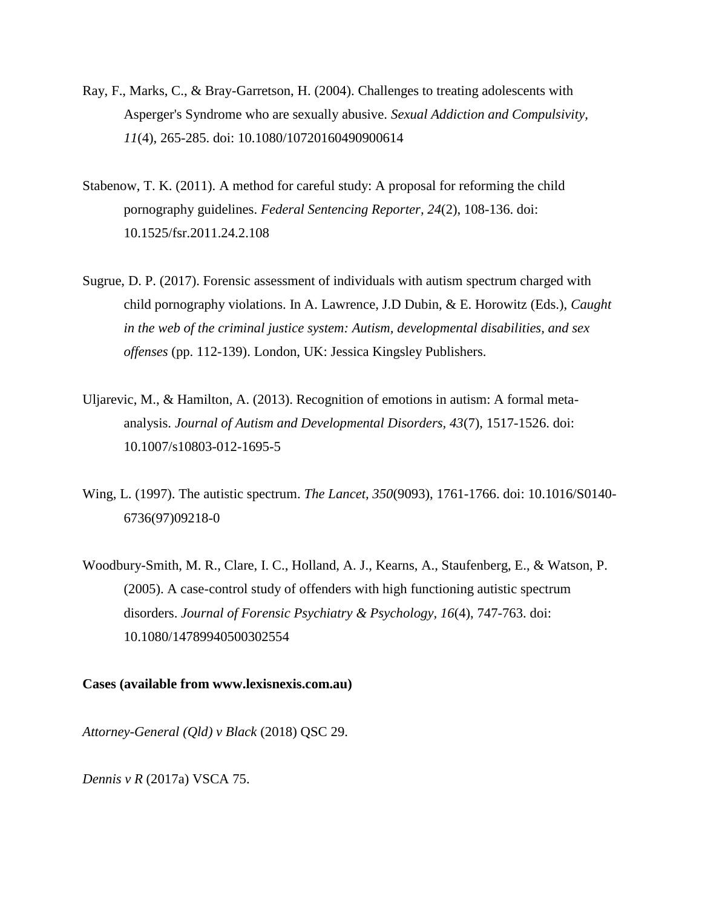Ray, F., Marks, C., & Bray-Garretson, H. (2004). Challenges to treating adolescents with Asperger's Syndrome who are sexually abusive. *Sexual Addiction and Compulsivity, 11*(4), 265-285. doi: 10.1080/10720160490900614

Stabenow, T. K. (2011). A method for careful study: A proposal for reforming the child pornography guidelines. *Federal Sentencing Reporter, 24*(2), 108-136. doi: 10.1525/fsr.2011.24.2.108

Sugrue, D. P. (2017). Forensic assessment of individuals with autism spectrum charged with child pornography violations. In A. Lawrence, J.D Dubin, & E. Horowitz (Eds.), *Caught in the web of the criminal justice system: Autism, developmental disabilities, and sex offenses* (pp. 112-139). London, UK: Jessica Kingsley Publishers.

Uljarevic, M., & Hamilton, A. (2013). Recognition of emotions in autism: A formal meta-analysis. *Journal of Autism and Developmental Disorders, 43*(7), 1517-1526. doi: 10.1007/s10803-012-1695-5

Wing, L. (1997). The autistic spectrum. *The Lancet, 350*(9093), 1761-1766. doi: 10.1016/S0140-6736(97)09218-0

Woodbury-Smith, M. R., Clare, I. C., Holland, A. J., Kearns, A., Staufenberg, E., & Watson, P. (2005). A case-control study of offenders with high functioning autistic spectrum disorders. *Journal of Forensic Psychiatry & Psychology, 16*(4), 747-763. doi: 10.1080/14789940500302554

**Cases (available from www.lexisnexis.com.au)**

*Attorney-General (Qld) v Black* (2018) QSC 29.

*Dennis v R* (2017a) VSCA 75.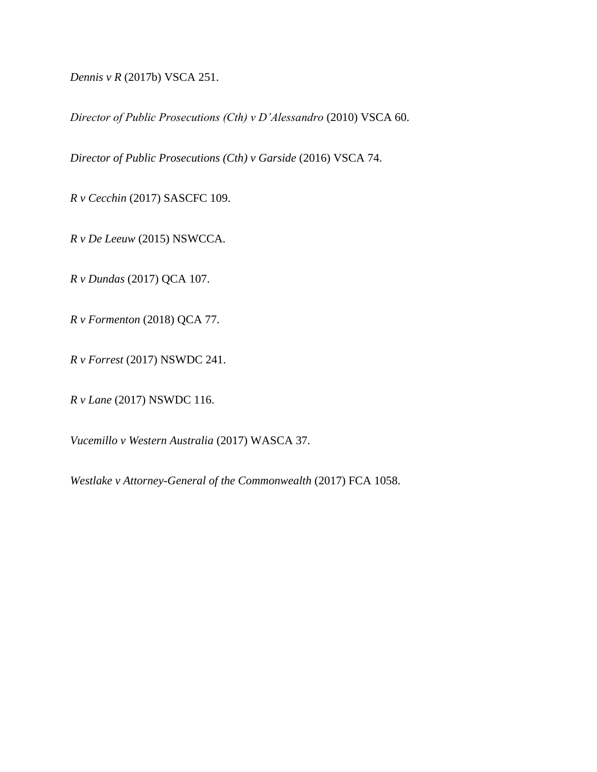*Dennis v R* (2017b) VSCA 251.

*Director of Public Prosecutions (Cth) v D'Alessandro* (2010) VSCA 60.

*Director of Public Prosecutions (Cth) v Garside* (2016) VSCA 74.

*R v Cecchin* (2017) SASCFC 109.

*R v De Leeuw* (2015) NSWCCA.

*R v Dundas* (2017) QCA 107.

*R v Formenton* (2018) QCA 77.

*R v Forrest* (2017) NSWDC 241.

*R v Lane* (2017) NSWDC 116.

*Vucemillo v Western Australia* (2017) WASCA 37.

*Westlake v Attorney-General of the Commonwealth* (2017) FCA 1058.